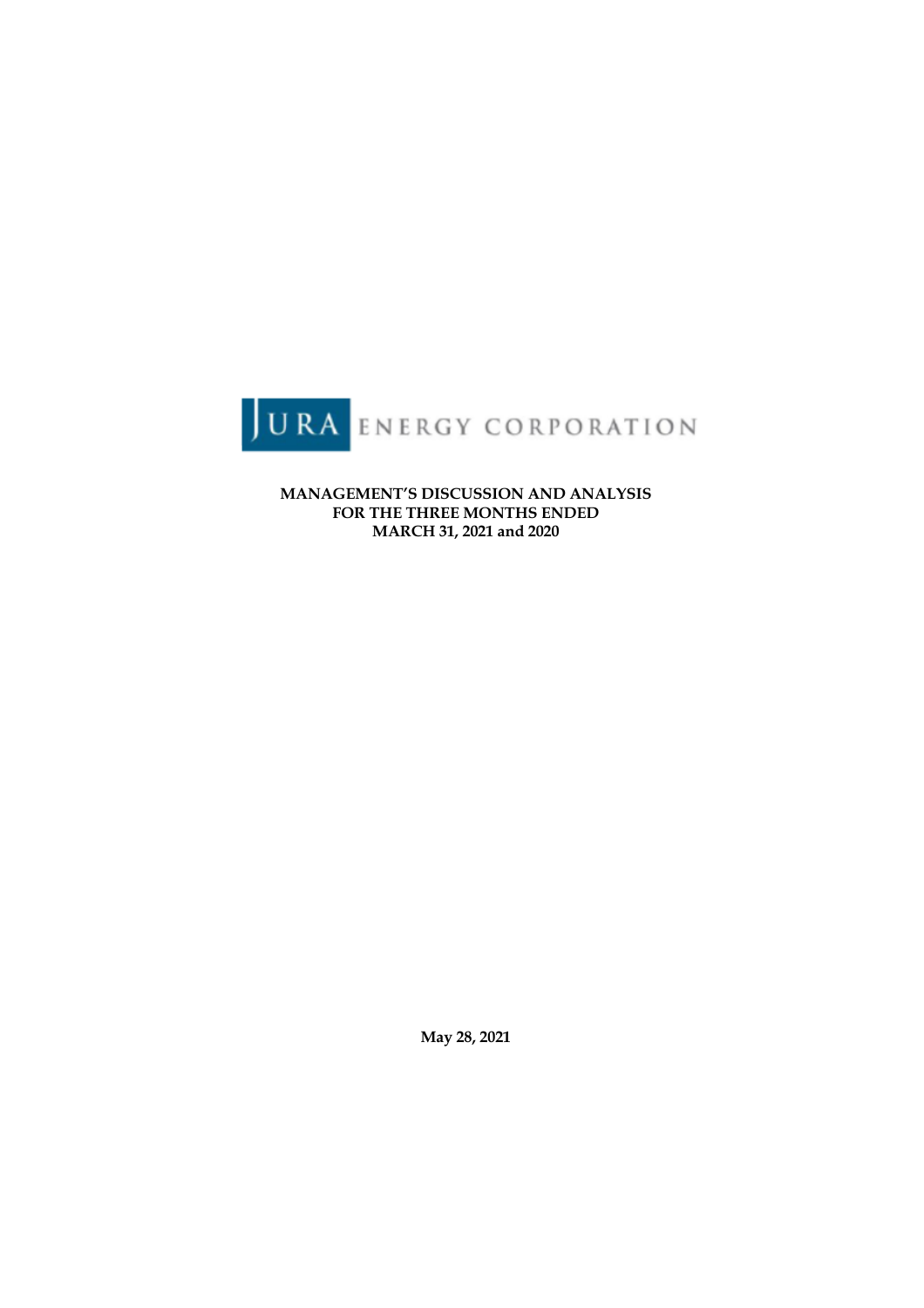JURA ENERGY CORPORATION

**MANAGEMENT'S DISCUSSION AND ANALYSIS**
**FOR THE THREE MONTHS ENDED**
**MARCH 31, 2021 and 2020**

**May 28, 2021**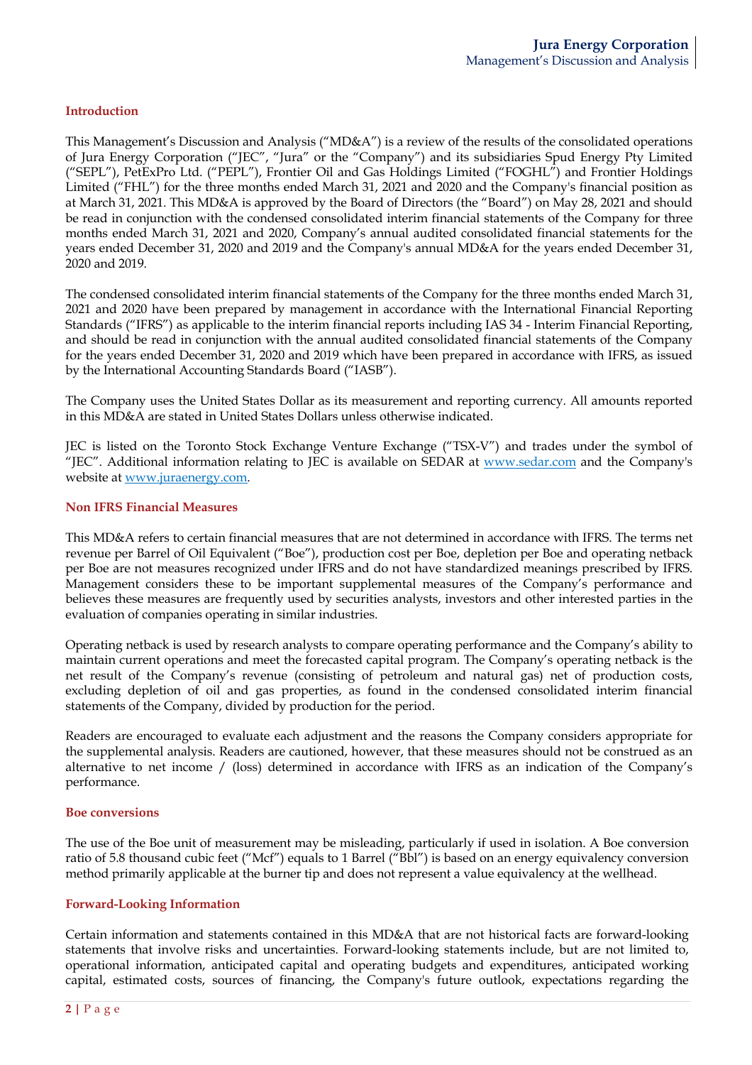## Introduction

This Management's Discussion and Analysis ("MD&A") is a review of the results of the consolidated operations of Jura Energy Corporation ("JEC", "Jura" or the "Company") and its subsidiaries Spud Energy Pty Limited ("SEPL"), PetExPro Ltd. ("PEPL"), Frontier Oil and Gas Holdings Limited ("FOGHL") and Frontier Holdings Limited ("FHL") for the three months ended March 31, 2021 and 2020 and the Company's financial position as at March 31, 2021. This MD&A is approved by the Board of Directors (the "Board") on May 28, 2021 and should be read in conjunction with the condensed consolidated interim financial statements of the Company for three months ended March 31, 2021 and 2020, Company's annual audited consolidated financial statements for the years ended December 31, 2020 and 2019 and the Company's annual MD&A for the years ended December 31, 2020 and 2019.

The condensed consolidated interim financial statements of the Company for the three months ended March 31, 2021 and 2020 have been prepared by management in accordance with the International Financial Reporting Standards ("IFRS") as applicable to the interim financial reports including IAS 34 - Interim Financial Reporting, and should be read in conjunction with the annual audited consolidated financial statements of the Company for the years ended December 31, 2020 and 2019 which have been prepared in accordance with IFRS, as issued by the International Accounting Standards Board ("IASB").

The Company uses the United States Dollar as its measurement and reporting currency. All amounts reported in this MD&A are stated in United States Dollars unless otherwise indicated.

JEC is listed on the Toronto Stock Exchange Venture Exchange ("TSX-V") and trades under the symbol of "JEC". Additional information relating to JEC is available on SEDAR at www.sedar.com and the Company's website at www.juraenergy.com.

## Non IFRS Financial Measures

This MD&A refers to certain financial measures that are not determined in accordance with IFRS. The terms net revenue per Barrel of Oil Equivalent ("Boe"), production cost per Boe, depletion per Boe and operating netback per Boe are not measures recognized under IFRS and do not have standardized meanings prescribed by IFRS. Management considers these to be important supplemental measures of the Company's performance and believes these measures are frequently used by securities analysts, investors and other interested parties in the evaluation of companies operating in similar industries.

Operating netback is used by research analysts to compare operating performance and the Company's ability to maintain current operations and meet the forecasted capital program. The Company's operating netback is the net result of the Company's revenue (consisting of petroleum and natural gas) net of production costs, excluding depletion of oil and gas properties, as found in the condensed consolidated interim financial statements of the Company, divided by production for the period.

Readers are encouraged to evaluate each adjustment and the reasons the Company considers appropriate for the supplemental analysis. Readers are cautioned, however, that these measures should not be construed as an alternative to net income / (loss) determined in accordance with IFRS as an indication of the Company's performance.

## Boe conversions

The use of the Boe unit of measurement may be misleading, particularly if used in isolation. A Boe conversion ratio of 5.8 thousand cubic feet ("Mcf") equals to 1 Barrel ("Bbl") is based on an energy equivalency conversion method primarily applicable at the burner tip and does not represent a value equivalency at the wellhead.

## Forward-Looking Information

Certain information and statements contained in this MD&A that are not historical facts are forward-looking statements that involve risks and uncertainties. Forward-looking statements include, but are not limited to, operational information, anticipated capital and operating budgets and expenditures, anticipated working capital, estimated costs, sources of financing, the Company's future outlook, expectations regarding the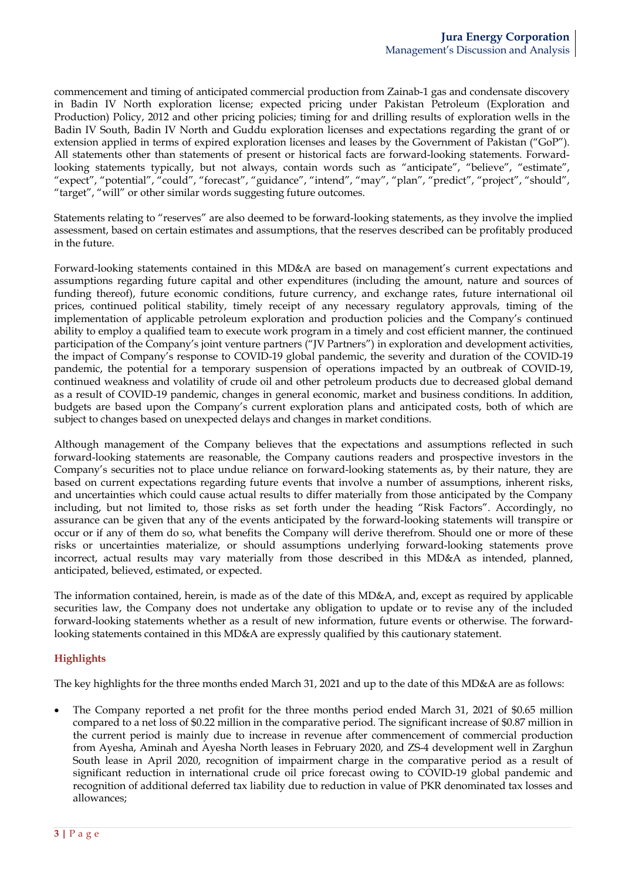commencement and timing of anticipated commercial production from Zainab-1 gas and condensate discovery in Badin IV North exploration license; expected pricing under Pakistan Petroleum (Exploration and Production) Policy, 2012 and other pricing policies; timing for and drilling results of exploration wells in the Badin IV South, Badin IV North and Guddu exploration licenses and expectations regarding the grant of or extension applied in terms of expired exploration licenses and leases by the Government of Pakistan ("GoP"). All statements other than statements of present or historical facts are forward-looking statements. Forward-looking statements typically, but not always, contain words such as "anticipate", "believe", "estimate", "expect", "potential", "could", "forecast", "guidance", "intend", "may", "plan", "predict", "project", "should", "target", "will" or other similar words suggesting future outcomes.

Statements relating to "reserves" are also deemed to be forward-looking statements, as they involve the implied assessment, based on certain estimates and assumptions, that the reserves described can be profitably produced in the future.

Forward-looking statements contained in this MD&A are based on management's current expectations and assumptions regarding future capital and other expenditures (including the amount, nature and sources of funding thereof), future economic conditions, future currency, and exchange rates, future international oil prices, continued political stability, timely receipt of any necessary regulatory approvals, timing of the implementation of applicable petroleum exploration and production policies and the Company's continued ability to employ a qualified team to execute work program in a timely and cost efficient manner, the continued participation of the Company's joint venture partners ("JV Partners") in exploration and development activities, the impact of Company's response to COVID-19 global pandemic, the severity and duration of the COVID-19 pandemic, the potential for a temporary suspension of operations impacted by an outbreak of COVID-19, continued weakness and volatility of crude oil and other petroleum products due to decreased global demand as a result of COVID-19 pandemic, changes in general economic, market and business conditions. In addition, budgets are based upon the Company's current exploration plans and anticipated costs, both of which are subject to changes based on unexpected delays and changes in market conditions.

Although management of the Company believes that the expectations and assumptions reflected in such forward-looking statements are reasonable, the Company cautions readers and prospective investors in the Company's securities not to place undue reliance on forward-looking statements as, by their nature, they are based on current expectations regarding future events that involve a number of assumptions, inherent risks, and uncertainties which could cause actual results to differ materially from those anticipated by the Company including, but not limited to, those risks as set forth under the heading "Risk Factors". Accordingly, no assurance can be given that any of the events anticipated by the forward-looking statements will transpire or occur or if any of them do so, what benefits the Company will derive therefrom. Should one or more of these risks or uncertainties materialize, or should assumptions underlying forward-looking statements prove incorrect, actual results may vary materially from those described in this MD&A as intended, planned, anticipated, believed, estimated, or expected.

The information contained, herein, is made as of the date of this MD&A, and, except as required by applicable securities law, the Company does not undertake any obligation to update or to revise any of the included forward-looking statements whether as a result of new information, future events or otherwise. The forward-looking statements contained in this MD&A are expressly qualified by this cautionary statement.

## Highlights

The key highlights for the three months ended March 31, 2021 and up to the date of this MD&A are as follows:

- The Company reported a net profit for the three months period ended March 31, 2021 of $0.65 million compared to a net loss of $0.22 million in the comparative period. The significant increase of $0.87 million in the current period is mainly due to increase in revenue after commencement of commercial production from Ayesha, Aminah and Ayesha North leases in February 2020, and ZS-4 development well in Zarghun South lease in April 2020, recognition of impairment charge in the comparative period as a result of significant reduction in international crude oil price forecast owing to COVID-19 global pandemic and recognition of additional deferred tax liability due to reduction in value of PKR denominated tax losses and allowances;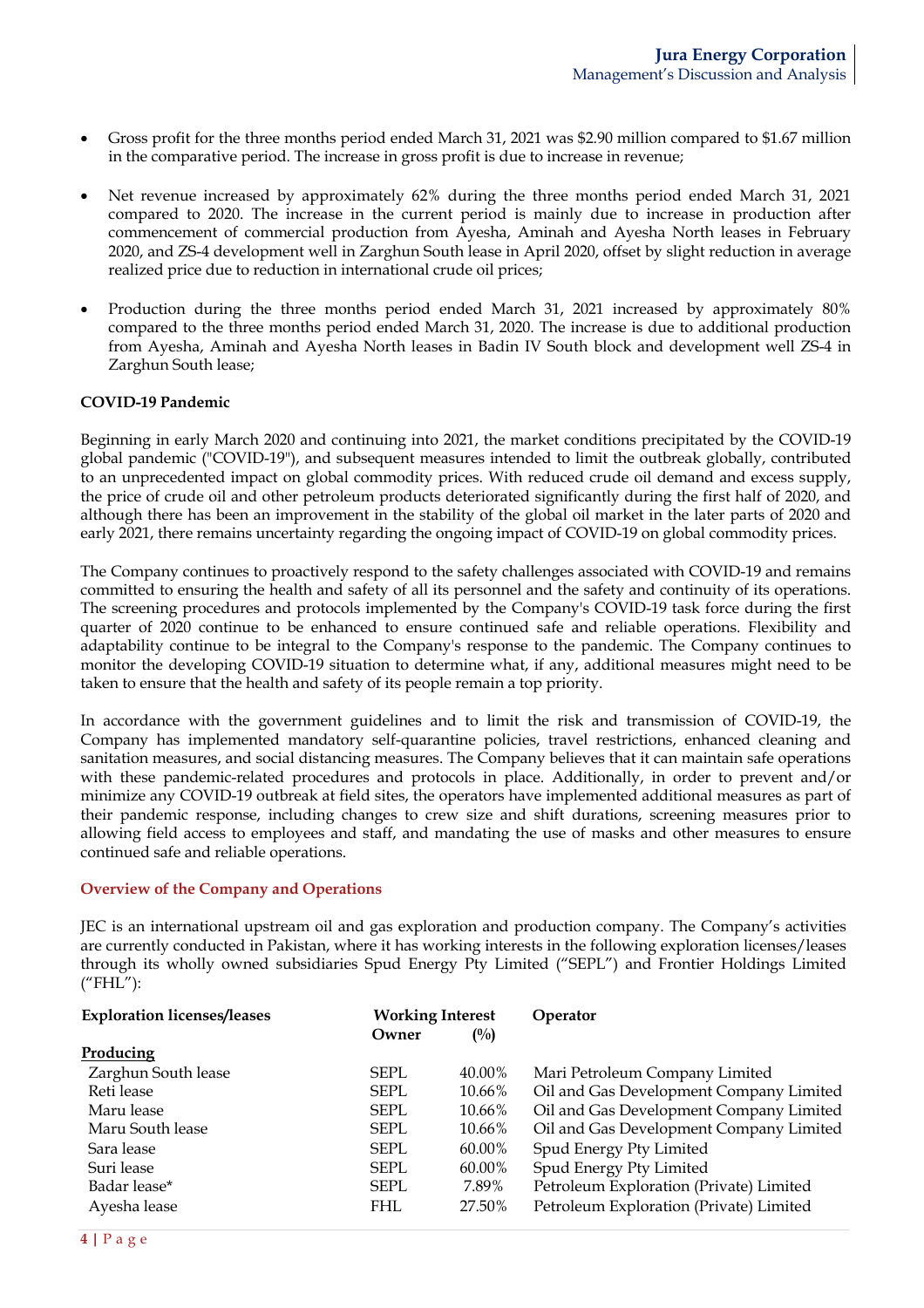- Gross profit for the three months period ended March 31, 2021 was $2.90 million compared to $1.67 million in the comparative period. The increase in gross profit is due to increase in revenue;
- Net revenue increased by approximately 62% during the three months period ended March 31, 2021 compared to 2020. The increase in the current period is mainly due to increase in production after commencement of commercial production from Ayesha, Aminah and Ayesha North leases in February 2020, and ZS-4 development well in Zarghun South lease in April 2020, offset by slight reduction in average realized price due to reduction in international crude oil prices;
- Production during the three months period ended March 31, 2021 increased by approximately 80% compared to the three months period ended March 31, 2020. The increase is due to additional production from Ayesha, Aminah and Ayesha North leases in Badin IV South block and development well ZS-4 in Zarghun South lease;

**COVID-19 Pandemic**

Beginning in early March 2020 and continuing into 2021, the market conditions precipitated by the COVID-19 global pandemic ("COVID-19"), and subsequent measures intended to limit the outbreak globally, contributed to an unprecedented impact on global commodity prices. With reduced crude oil demand and excess supply, the price of crude oil and other petroleum products deteriorated significantly during the first half of 2020, and although there has been an improvement in the stability of the global oil market in the later parts of 2020 and early 2021, there remains uncertainty regarding the ongoing impact of COVID-19 on global commodity prices.

The Company continues to proactively respond to the safety challenges associated with COVID-19 and remains committed to ensuring the health and safety of all its personnel and the safety and continuity of its operations. The screening procedures and protocols implemented by the Company's COVID-19 task force during the first quarter of 2020 continue to be enhanced to ensure continued safe and reliable operations. Flexibility and adaptability continue to be integral to the Company's response to the pandemic. The Company continues to monitor the developing COVID-19 situation to determine what, if any, additional measures might need to be taken to ensure that the health and safety of its people remain a top priority.

In accordance with the government guidelines and to limit the risk and transmission of COVID-19, the Company has implemented mandatory self-quarantine policies, travel restrictions, enhanced cleaning and sanitation measures, and social distancing measures. The Company believes that it can maintain safe operations with these pandemic-related procedures and protocols in place. Additionally, in order to prevent and/or minimize any COVID-19 outbreak at field sites, the operators have implemented additional measures as part of their pandemic response, including changes to crew size and shift durations, screening measures prior to allowing field access to employees and staff, and mandating the use of masks and other measures to ensure continued safe and reliable operations.

## Overview of the Company and Operations

JEC is an international upstream oil and gas exploration and production company. The Company's activities are currently conducted in Pakistan, where it has working interests in the following exploration licenses/leases through its wholly owned subsidiaries Spud Energy Pty Limited ("SEPL") and Frontier Holdings Limited ("FHL"):

| Exploration licenses/leases | Working Interest | | Operator |
|---|---|---|---|
| | Owner | (%) | |
| **Producing** | | | |
| Zarghun South lease | SEPL | 40.00% | Mari Petroleum Company Limited |
| Reti lease | SEPL | 10.66% | Oil and Gas Development Company Limited |
| Maru lease | SEPL | 10.66% | Oil and Gas Development Company Limited |
| Maru South lease | SEPL | 10.66% | Oil and Gas Development Company Limited |
| Sara lease | SEPL | 60.00% | Spud Energy Pty Limited |
| Suri lease | SEPL | 60.00% | Spud Energy Pty Limited |
| Badar lease* | SEPL | 7.89% | Petroleum Exploration (Private) Limited |
| Ayesha lease | FHL | 27.50% | Petroleum Exploration (Private) Limited |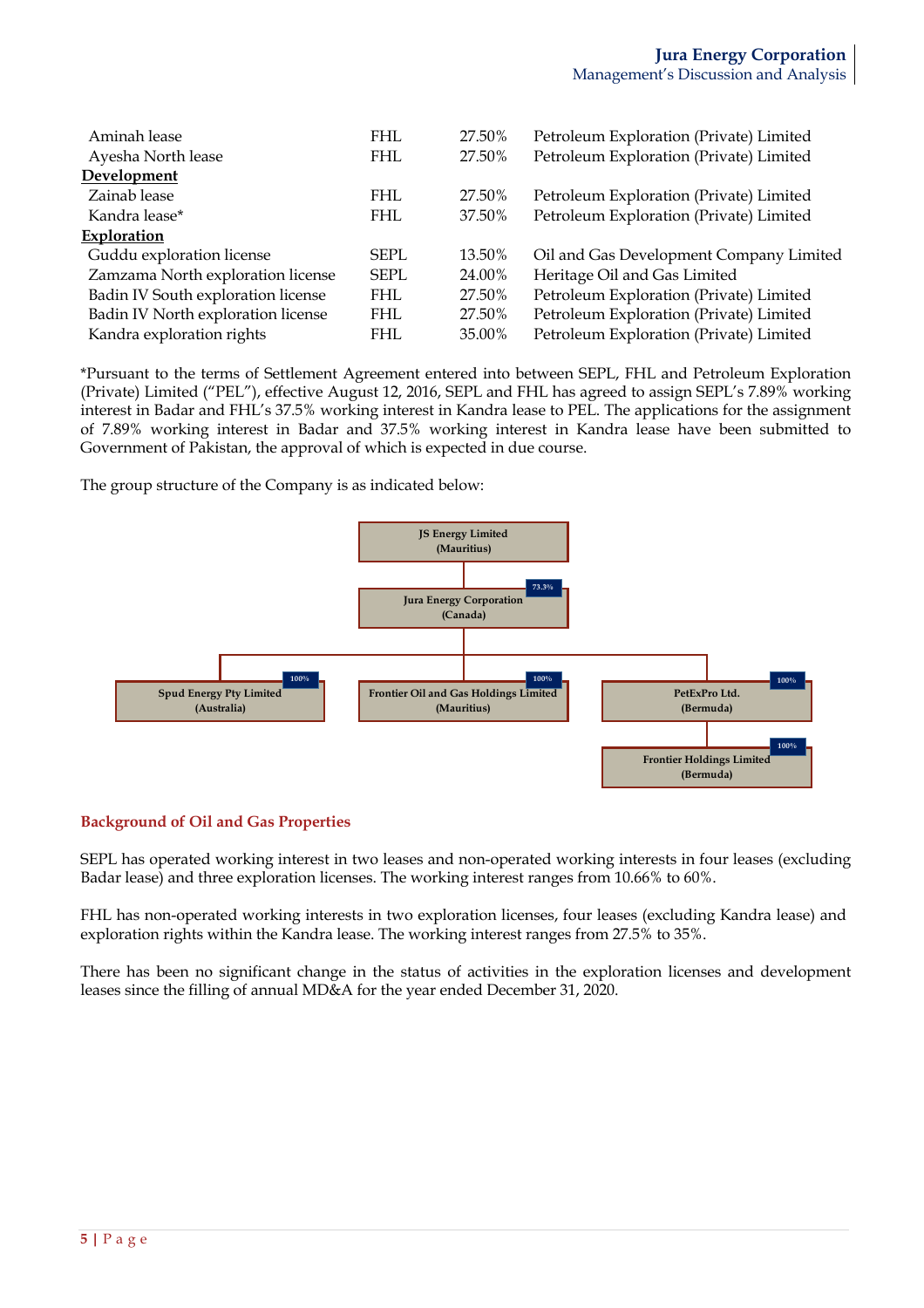| | | | |
|---|---|---|---|
| Aminah lease | FHL | 27.50% | Petroleum Exploration (Private) Limited |
| Ayesha North lease | FHL | 27.50% | Petroleum Exploration (Private) Limited |
| **Development** | | | |
| Zainab lease | FHL | 27.50% | Petroleum Exploration (Private) Limited |
| Kandra lease* | FHL | 37.50% | Petroleum Exploration (Private) Limited |
| **Exploration** | | | |
| Guddu exploration license | SEPL | 13.50% | Oil and Gas Development Company Limited |
| Zamzama North exploration license | SEPL | 24.00% | Heritage Oil and Gas Limited |
| Badin IV South exploration license | FHL | 27.50% | Petroleum Exploration (Private) Limited |
| Badin IV North exploration license | FHL | 27.50% | Petroleum Exploration (Private) Limited |
| Kandra exploration rights | FHL | 35.00% | Petroleum Exploration (Private) Limited |

*Pursuant to the terms of Settlement Agreement entered into between SEPL, FHL and Petroleum Exploration (Private) Limited ("PEL"), effective August 12, 2016, SEPL and FHL has agreed to assign SEPL's 7.89% working interest in Badar and FHL's 37.5% working interest in Kandra lease to PEL. The applications for the assignment of 7.89% working interest in Badar and 37.5% working interest in Kandra lease have been submitted to Government of Pakistan, the approval of which is expected in due course.

The group structure of the Company is as indicated below:

- JS Energy Limited (Mauritius)
  - 73.3% — Jura Energy Corporation (Canada)
    - 100% — Spud Energy Pty Limited (Australia)
    - 100% — Frontier Oil and Gas Holdings Limited (Mauritius)
    - 100% — PetExPro Ltd. (Bermuda)
      - 100% — Frontier Holdings Limited (Bermuda)

## Background of Oil and Gas Properties

SEPL has operated working interest in two leases and non-operated working interests in four leases (excluding Badar lease) and three exploration licenses. The working interest ranges from 10.66% to 60%.

FHL has non-operated working interests in two exploration licenses, four leases (excluding Kandra lease) and exploration rights within the Kandra lease. The working interest ranges from 27.5% to 35%.

There has been no significant change in the status of activities in the exploration licenses and development leases since the filling of annual MD&A for the year ended December 31, 2020.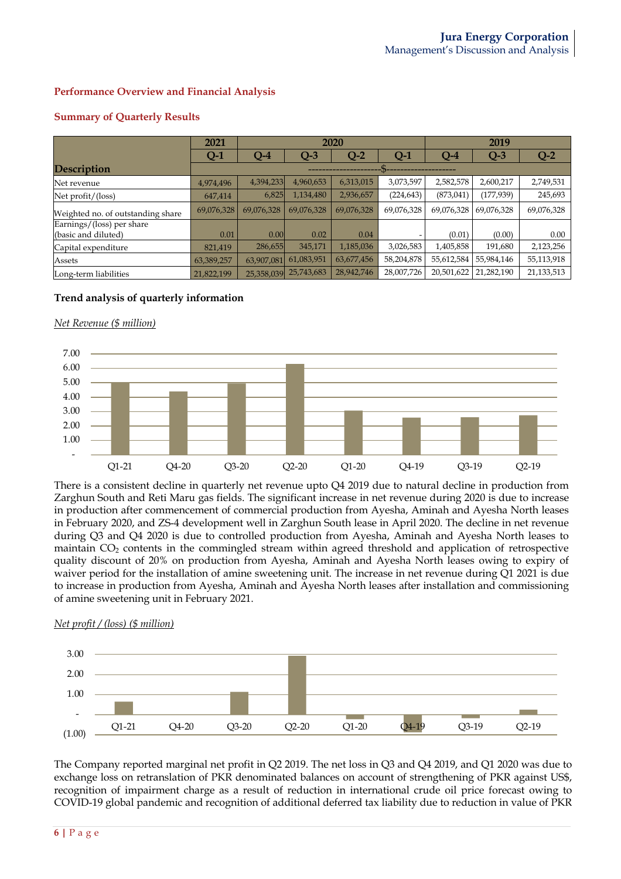## Performance Overview and Financial Analysis

### Summary of Quarterly Results

| Description | 2021 | 2020 | | | | 2019 | | |
|---|---|---|---|---|---|---|---|---|
| | Q-1 | Q-4 | Q-3 | Q-2 | Q-1 | Q-4 | Q-3 | Q-2 |
| | -------------------$------------------- | | | | | | | |
| Net revenue | 4,974,496 | 4,394,233 | 4,960,653 | 6,313,015 | 3,073,597 | 2,582,578 | 2,600,217 | 2,749,531 |
| Net profit/(loss) | 647,414 | 6,825 | 1,134,480 | 2,936,657 | (224,643) | (873,041) | (177,939) | 245,693 |
| Weighted no. of outstanding share | 69,076,328 | 69,076,328 | 69,076,328 | 69,076,328 | 69,076,328 | 69,076,328 | 69,076,328 | 69,076,328 |
| Earnings/(loss) per share (basic and diluted) | 0.01 | 0.00 | 0.02 | 0.04 | - | (0.01) | (0.00) | 0.00 |
| Capital expenditure | 821,419 | 286,655 | 345,171 | 1,185,036 | 3,026,583 | 1,405,858 | 191,680 | 2,123,256 |
| Assets | 63,389,257 | 63,907,081 | 61,083,951 | 63,677,456 | 58,204,878 | 55,612,584 | 55,984,146 | 55,113,918 |
| Long-term liabilities | 21,822,199 | 25,358,039 | 25,743,683 | 28,942,746 | 28,007,726 | 20,501,622 | 21,282,190 | 21,133,513 |

**Trend analysis of quarterly information**

*Net Revenue ($ million)*

There is a consistent decline in quarterly net revenue upto Q4 2019 due to natural decline in production from Zarghun South and Reti Maru gas fields. The significant increase in net revenue during 2020 is due to increase in production after commencement of commercial production from Ayesha, Aminah and Ayesha North leases in February 2020, and ZS-4 development well in Zarghun South lease in April 2020. The decline in net revenue during Q3 and Q4 2020 is due to controlled production from Ayesha, Aminah and Ayesha North leases to maintain $CO_2$ contents in the commingled stream within agreed threshold and application of retrospective quality discount of 20% on production from Ayesha, Aminah and Ayesha North leases owing to expiry of waiver period for the installation of amine sweetening unit. The increase in net revenue during Q1 2021 is due to increase in production from Ayesha, Aminah and Ayesha North leases after installation and commissioning of amine sweetening unit in February 2021.

*Net profit / (loss) ($ million)*

The Company reported marginal net profit in Q2 2019. The net loss in Q3 and Q4 2019, and Q1 2020 was due to exchange loss on retranslation of PKR denominated balances on account of strengthening of PKR against US$, recognition of impairment charge as a result of reduction in international crude oil price forecast owing to COVID-19 global pandemic and recognition of additional deferred tax liability due to reduction in value of PKR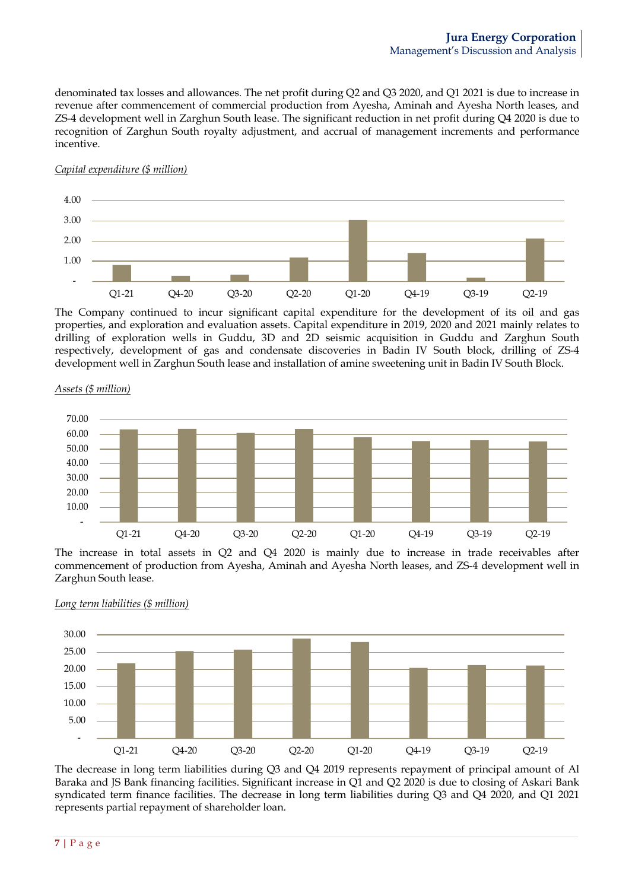denominated tax losses and allowances. The net profit during Q2 and Q3 2020, and Q1 2021 is due to increase in revenue after commencement of commercial production from Ayesha, Aminah and Ayesha North leases, and ZS-4 development well in Zarghun South lease. The significant reduction in net profit during Q4 2020 is due to recognition of Zarghun South royalty adjustment, and accrual of management increments and performance incentive.

*Capital expenditure ($ million)*

The Company continued to incur significant capital expenditure for the development of its oil and gas properties, and exploration and evaluation assets. Capital expenditure in 2019, 2020 and 2021 mainly relates to drilling of exploration wells in Guddu, 3D and 2D seismic acquisition in Guddu and Zarghun South respectively, development of gas and condensate discoveries in Badin IV South block, drilling of ZS-4 development well in Zarghun South lease and installation of amine sweetening unit in Badin IV South Block.

*Assets ($ million)*

The increase in total assets in Q2 and Q4 2020 is mainly due to increase in trade receivables after commencement of production from Ayesha, Aminah and Ayesha North leases, and ZS-4 development well in Zarghun South lease.

*Long term liabilities ($ million)*

The decrease in long term liabilities during Q3 and Q4 2019 represents repayment of principal amount of Al Baraka and JS Bank financing facilities. Significant increase in Q1 and Q2 2020 is due to closing of Askari Bank syndicated term finance facilities. The decrease in long term liabilities during Q3 and Q4 2020, and Q1 2021 represents partial repayment of shareholder loan.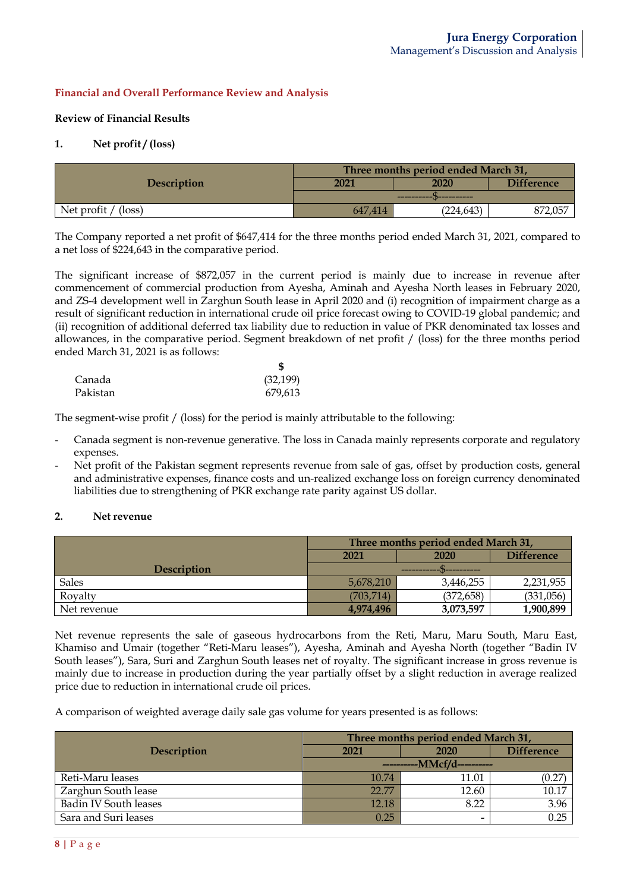## Financial and Overall Performance Review and Analysis

### Review of Financial Results

#### 1. Net profit / (loss)

| Description | Three months period ended March 31, | | |
|---|---|---|---|
| | 2021 | 2020 | Difference |
| | ----------$---------- | | |
| Net profit / (loss) | 647,414 | (224,643) | 872,057 |

The Company reported a net profit of $647,414 for the three months period ended March 31, 2021, compared to a net loss of $224,643 in the comparative period.

The significant increase of $872,057 in the current period is mainly due to increase in revenue after commencement of commercial production from Ayesha, Aminah and Ayesha North leases in February 2020, and ZS-4 development well in Zarghun South lease in April 2020 and (i) recognition of impairment charge as a result of significant reduction in international crude oil price forecast owing to COVID-19 global pandemic; and (ii) recognition of additional deferred tax liability due to reduction in value of PKR denominated tax losses and allowances, in the comparative period. Segment breakdown of net profit / (loss) for the three months period ended March 31, 2021 is as follows:

| | $ |
|---|---|
| Canada | (32,199) |
| Pakistan | 679,613 |

The segment-wise profit / (loss) for the period is mainly attributable to the following:

- Canada segment is non-revenue generative. The loss in Canada mainly represents corporate and regulatory expenses.
- Net profit of the Pakistan segment represents revenue from sale of gas, offset by production costs, general and administrative expenses, finance costs and un-realized exchange loss on foreign currency denominated liabilities due to strengthening of PKR exchange rate parity against US dollar.

#### 2. Net revenue

| Description | Three months period ended March 31, | | |
|---|---|---|---|
| | 2021 | 2020 | Difference |
| | ----------$---------- | | |
| Sales | 5,678,210 | 3,446,255 | 2,231,955 |
| Royalty | (703,714) | (372,658) | (331,056) |
| Net revenue | **4,974,496** | **3,073,597** | **1,900,899** |

Net revenue represents the sale of gaseous hydrocarbons from the Reti, Maru, Maru South, Maru East, Khamiso and Umair (together "Reti-Maru leases"), Ayesha, Aminah and Ayesha North (together "Badin IV South leases"), Sara, Suri and Zarghun South leases net of royalty. The significant increase in gross revenue is mainly due to increase in production during the year partially offset by a slight reduction in average realized price due to reduction in international crude oil prices.

A comparison of weighted average daily sale gas volume for years presented is as follows:

| Description | Three months period ended March 31, | | |
|---|---|---|---|
| | 2021 | 2020 | Difference |
| | ----------MMcf/d---------- | | |
| Reti-Maru leases | 10.74 | 11.01 | (0.27) |
| Zarghun South lease | 22.77 | 12.60 | 10.17 |
| Badin IV South leases | 12.18 | 8.22 | 3.96 |
| Sara and Suri leases | 0.25 | - | 0.25 |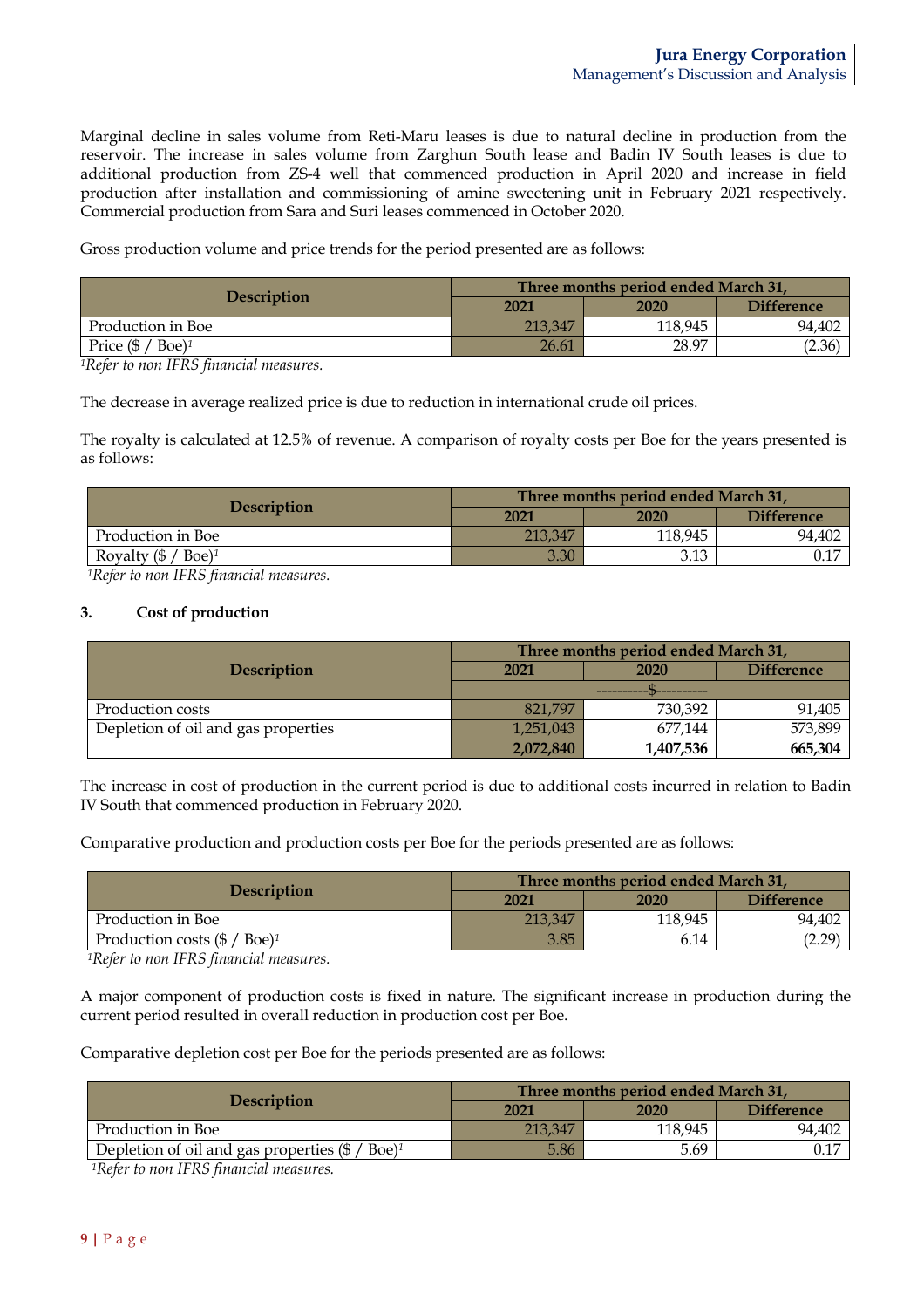Marginal decline in sales volume from Reti-Maru leases is due to natural decline in production from the reservoir. The increase in sales volume from Zarghun South lease and Badin IV South leases is due to additional production from ZS-4 well that commenced production in April 2020 and increase in field production after installation and commissioning of amine sweetening unit in February 2021 respectively. Commercial production from Sara and Suri leases commenced in October 2020.

Gross production volume and price trends for the period presented are as follows:

| Description | Three months period ended March 31, | | |
|---|---|---|---|
| | 2021 | 2020 | Difference |
| Production in Boe | 213,347 | 118,945 | 94,402 |
| Price ($ / Boe)[1] | 26.61 | 28.97 | (2.36) |

*[1]Refer to non IFRS financial measures.*

The decrease in average realized price is due to reduction in international crude oil prices.

The royalty is calculated at 12.5% of revenue. A comparison of royalty costs per Boe for the years presented is as follows:

| Description | Three months period ended March 31, | | |
|---|---|---|---|
| | 2021 | 2020 | Difference |
| Production in Boe | 213,347 | 118,945 | 94,402 |
| Royalty ($ / Boe)[1] | 3.30 | 3.13 | 0.17 |

*[1]Refer to non IFRS financial measures.*

### 3. Cost of production

| Description | Three months period ended March 31, | | |
|---|---|---|---|
| | 2021 | 2020 | Difference |
| | ----------$---------- | | |
| Production costs | 821,797 | 730,392 | 91,405 |
| Depletion of oil and gas properties | 1,251,043 | 677,144 | 573,899 |
| | **2,072,840** | **1,407,536** | **665,304** |

The increase in cost of production in the current period is due to additional costs incurred in relation to Badin IV South that commenced production in February 2020.

Comparative production and production costs per Boe for the periods presented are as follows:

| Description | Three months period ended March 31, | | |
|---|---|---|---|
| | 2021 | 2020 | Difference |
| Production in Boe | 213,347 | 118,945 | 94,402 |
| Production costs ($ / Boe)[1] | 3.85 | 6.14 | (2.29) |

*[1]Refer to non IFRS financial measures.*

A major component of production costs is fixed in nature. The significant increase in production during the current period resulted in overall reduction in production cost per Boe.

Comparative depletion cost per Boe for the periods presented are as follows:

| Description | Three months period ended March 31, | | |
|---|---|---|---|
| | 2021 | 2020 | Difference |
| Production in Boe | 213,347 | 118,945 | 94,402 |
| Depletion of oil and gas properties ($ / Boe)[1] | 5.86 | 5.69 | 0.17 |

*[1]Refer to non IFRS financial measures.*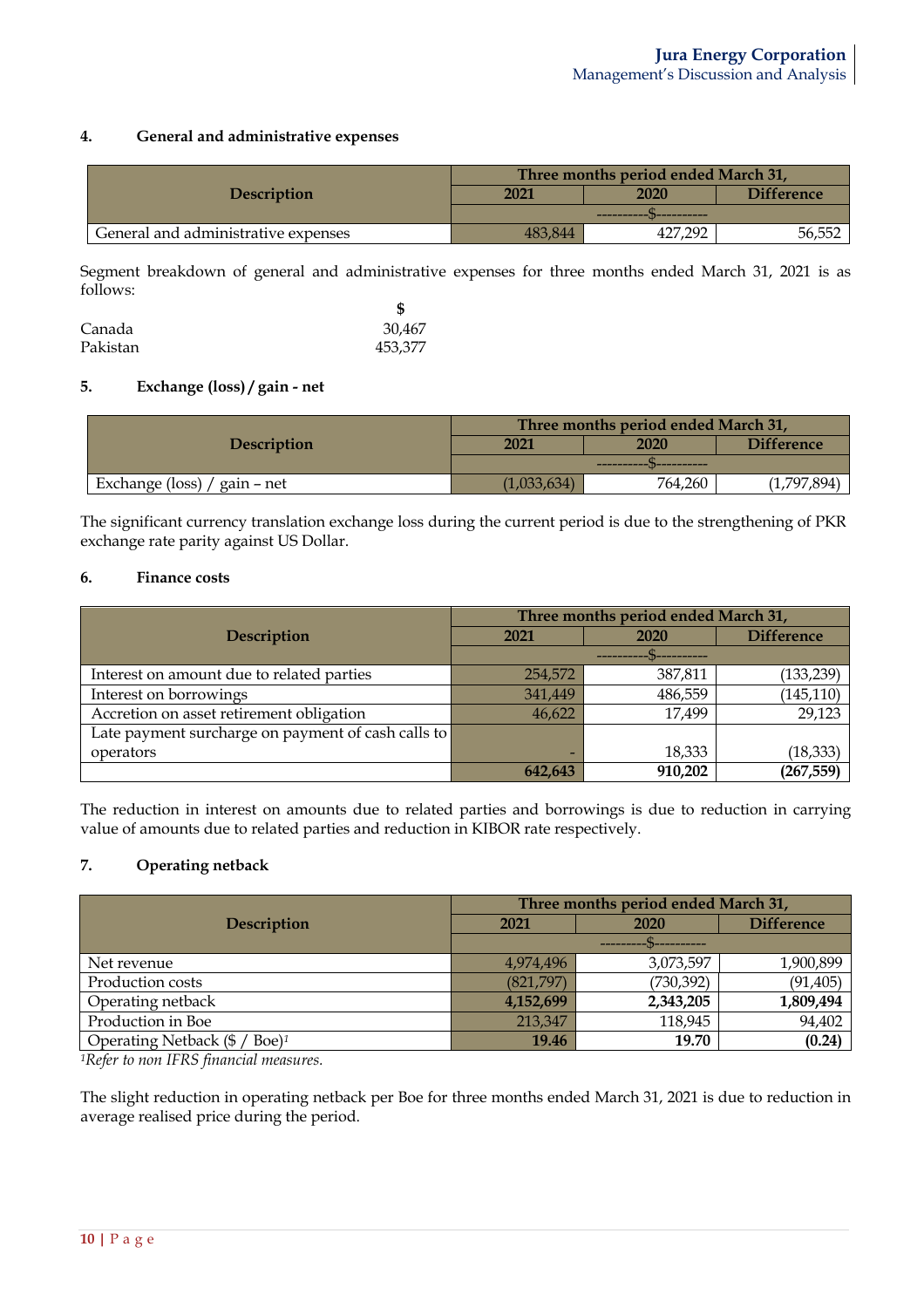### 4. General and administrative expenses

| Description | Three months period ended March 31, | | |
|---|---|---|---|
| | 2021 | 2020 | Difference |
| | ----------$---------- | | |
| General and administrative expenses | 483,844 | 427,292 | 56,552 |

Segment breakdown of general and administrative expenses for three months ended March 31, 2021 is as follows:

| | $ |
|---|---|
| Canada | 30,467 |
| Pakistan | 453,377 |

### 5. Exchange (loss) / gain - net

| Description | Three months period ended March 31, | | |
|---|---|---|---|
| | 2021 | 2020 | Difference |
| | ----------$---------- | | |
| Exchange (loss) / gain – net | (1,033,634) | 764,260 | (1,797,894) |

The significant currency translation exchange loss during the current period is due to the strengthening of PKR exchange rate parity against US Dollar.

### 6. Finance costs

| Description | Three months period ended March 31, | | |
|---|---|---|---|
| | 2021 | 2020 | Difference |
| | ----------$---------- | | |
| Interest on amount due to related parties | 254,572 | 387,811 | (133,239) |
| Interest on borrowings | 341,449 | 486,559 | (145,110) |
| Accretion on asset retirement obligation | 46,622 | 17,499 | 29,123 |
| Late payment surcharge on payment of cash calls to operators | - | 18,333 | (18,333) |
| | **642,643** | **910,202** | **(267,559)** |

The reduction in interest on amounts due to related parties and borrowings is due to reduction in carrying value of amounts due to related parties and reduction in KIBOR rate respectively.

### 7. Operating netback

| Description | Three months period ended March 31, | | |
|---|---|---|---|
| | 2021 | 2020 | Difference |
| | ---------$---------- | | |
| Net revenue | 4,974,496 | 3,073,597 | 1,900,899 |
| Production costs | (821,797) | (730,392) | (91,405) |
| Operating netback | **4,152,699** | **2,343,205** | **1,809,494** |
| Production in Boe | 213,347 | 118,945 | 94,402 |
| Operating Netback ($ / Boe)[1] | **19.46** | **19.70** | **(0.24)** |

*[1]Refer to non IFRS financial measures.*

The slight reduction in operating netback per Boe for three months ended March 31, 2021 is due to reduction in average realised price during the period.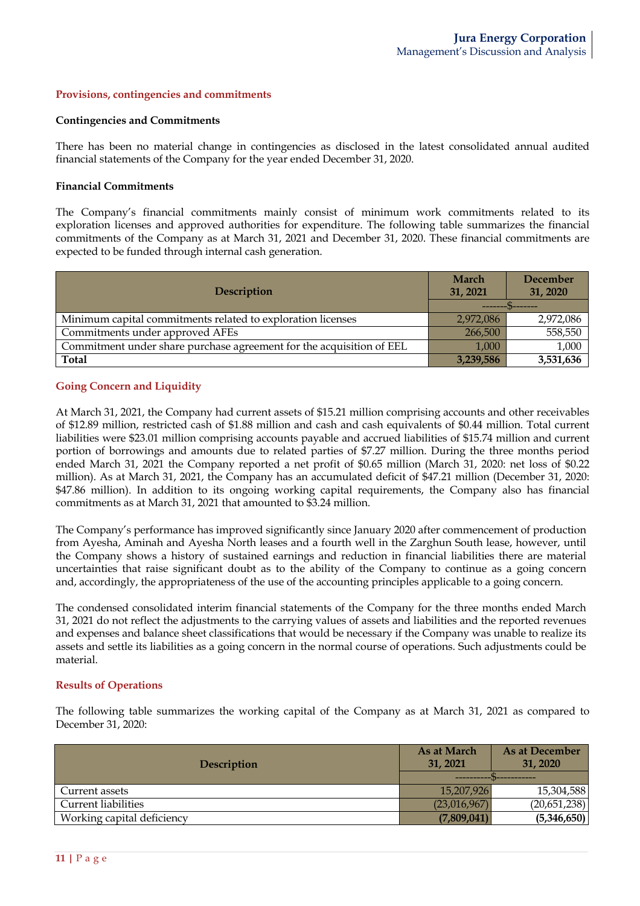### Provisions, contingencies and commitments

**Contingencies and Commitments**

There has been no material change in contingencies as disclosed in the latest consolidated annual audited financial statements of the Company for the year ended December 31, 2020.

**Financial Commitments**

The Company's financial commitments mainly consist of minimum work commitments related to its exploration licenses and approved authorities for expenditure. The following table summarizes the financial commitments of the Company as at March 31, 2021 and December 31, 2020. These financial commitments are expected to be funded through internal cash generation.

| Description | March 31, 2021 | December 31, 2020 |
|---|---|---|
| | -------$------- | |
| Minimum capital commitments related to exploration licenses | 2,972,086 | 2,972,086 |
| Commitments under approved AFEs | 266,500 | 558,550 |
| Commitment under share purchase agreement for the acquisition of EEL | 1,000 | 1,000 |
| **Total** | **3,239,586** | **3,531,636** |

### Going Concern and Liquidity

At March 31, 2021, the Company had current assets of $15.21 million comprising accounts and other receivables of $12.89 million, restricted cash of $1.88 million and cash and cash equivalents of $0.44 million. Total current liabilities were $23.01 million comprising accounts payable and accrued liabilities of $15.74 million and current portion of borrowings and amounts due to related parties of $7.27 million. During the three months period ended March 31, 2021 the Company reported a net profit of $0.65 million (March 31, 2020: net loss of $0.22 million). As at March 31, 2021, the Company has an accumulated deficit of $47.21 million (December 31, 2020: $47.86 million). In addition to its ongoing working capital requirements, the Company also has financial commitments as at March 31, 2021 that amounted to $3.24 million.

The Company's performance has improved significantly since January 2020 after commencement of production from Ayesha, Aminah and Ayesha North leases and a fourth well in the Zarghun South lease, however, until the Company shows a history of sustained earnings and reduction in financial liabilities there are material uncertainties that raise significant doubt as to the ability of the Company to continue as a going concern and, accordingly, the appropriateness of the use of the accounting principles applicable to a going concern.

The condensed consolidated interim financial statements of the Company for the three months ended March 31, 2021 do not reflect the adjustments to the carrying values of assets and liabilities and the reported revenues and expenses and balance sheet classifications that would be necessary if the Company was unable to realize its assets and settle its liabilities as a going concern in the normal course of operations. Such adjustments could be material.

### Results of Operations

The following table summarizes the working capital of the Company as at March 31, 2021 as compared to December 31, 2020:

| Description | As at March 31, 2021 | As at December 31, 2020 |
|---|---|---|
| | ----------$---------- | |
| Current assets | 15,207,926 | 15,304,588 |
| Current liabilities | (23,016,967) | (20,651,238) |
| Working capital deficiency | **(7,809,041)** | **(5,346,650)** |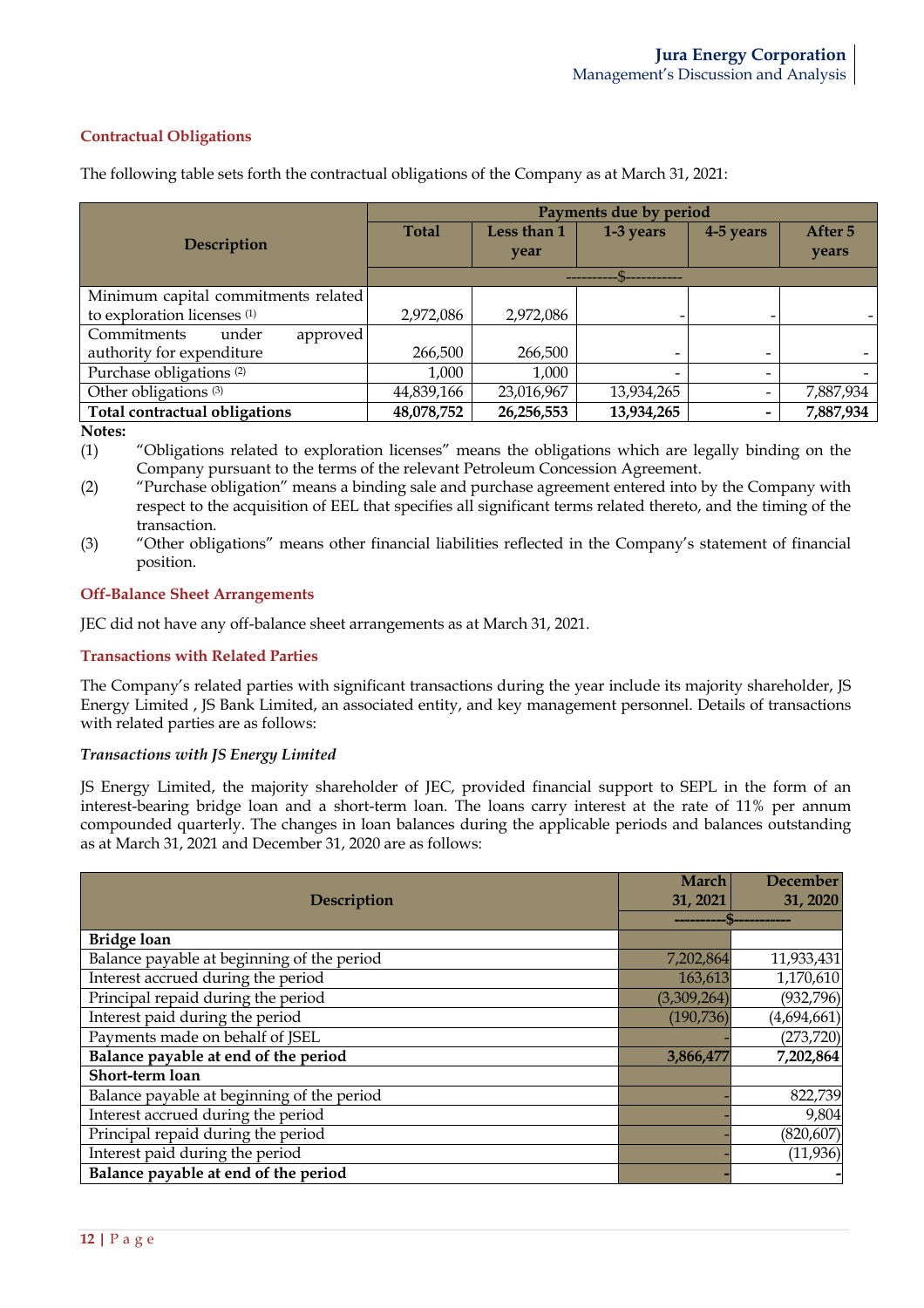### Contractual Obligations

The following table sets forth the contractual obligations of the Company as at March 31, 2021:

| Description | Payments due by period | | | | |
|---|---|---|---|---|---|
| | Total | Less than 1 year | 1-3 years | 4-5 years | After 5 years |
| | ----------$---------- | | | | |
| Minimum capital commitments related to exploration licenses [(1)] | 2,972,086 | 2,972,086 | - | - | - |
| Commitments under approved authority for expenditure | 266,500 | 266,500 | - | - | - |
| Purchase obligations [(2)] | 1,000 | 1,000 | - | - | - |
| Other obligations [(3)] | 44,839,166 | 23,016,967 | 13,934,265 | - | 7,887,934 |
| **Total contractual obligations** | **48,078,752** | **26,256,553** | **13,934,265** | **-** | **7,887,934** |

**Notes:**

(1) "Obligations related to exploration licenses" means the obligations which are legally binding on the Company pursuant to the terms of the relevant Petroleum Concession Agreement.

(2) "Purchase obligation" means a binding sale and purchase agreement entered into by the Company with respect to the acquisition of EEL that specifies all significant terms related thereto, and the timing of the transaction.

(3) "Other obligations" means other financial liabilities reflected in the Company's statement of financial position.

### Off-Balance Sheet Arrangements

JEC did not have any off-balance sheet arrangements as at March 31, 2021.

### Transactions with Related Parties

The Company's related parties with significant transactions during the year include its majority shareholder, JS Energy Limited , JS Bank Limited, an associated entity, and key management personnel. Details of transactions with related parties are as follows:

***Transactions with JS Energy Limited***

JS Energy Limited, the majority shareholder of JEC, provided financial support to SEPL in the form of an interest-bearing bridge loan and a short-term loan. The loans carry interest at the rate of 11% per annum compounded quarterly. The changes in loan balances during the applicable periods and balances outstanding as at March 31, 2021 and December 31, 2020 are as follows:

| Description | March 31, 2021 | December 31, 2020 |
|---|---|---|
| | ---------$---------- | |
| **Bridge loan** | | |
| Balance payable at beginning of the period | 7,202,864 | 11,933,431 |
| Interest accrued during the period | 163,613 | 1,170,610 |
| Principal repaid during the period | (3,309,264) | (932,796) |
| Interest paid during the period | (190,736) | (4,694,661) |
| Payments made on behalf of JSEL | - | (273,720) |
| **Balance payable at end of the period** | **3,866,477** | **7,202,864** |
| **Short-term loan** | | |
| Balance payable at beginning of the period | - | 822,739 |
| Interest accrued during the period | - | 9,804 |
| Principal repaid during the period | - | (820,607) |
| Interest paid during the period | - | (11,936) |
| **Balance payable at end of the period** | **-** | **-** |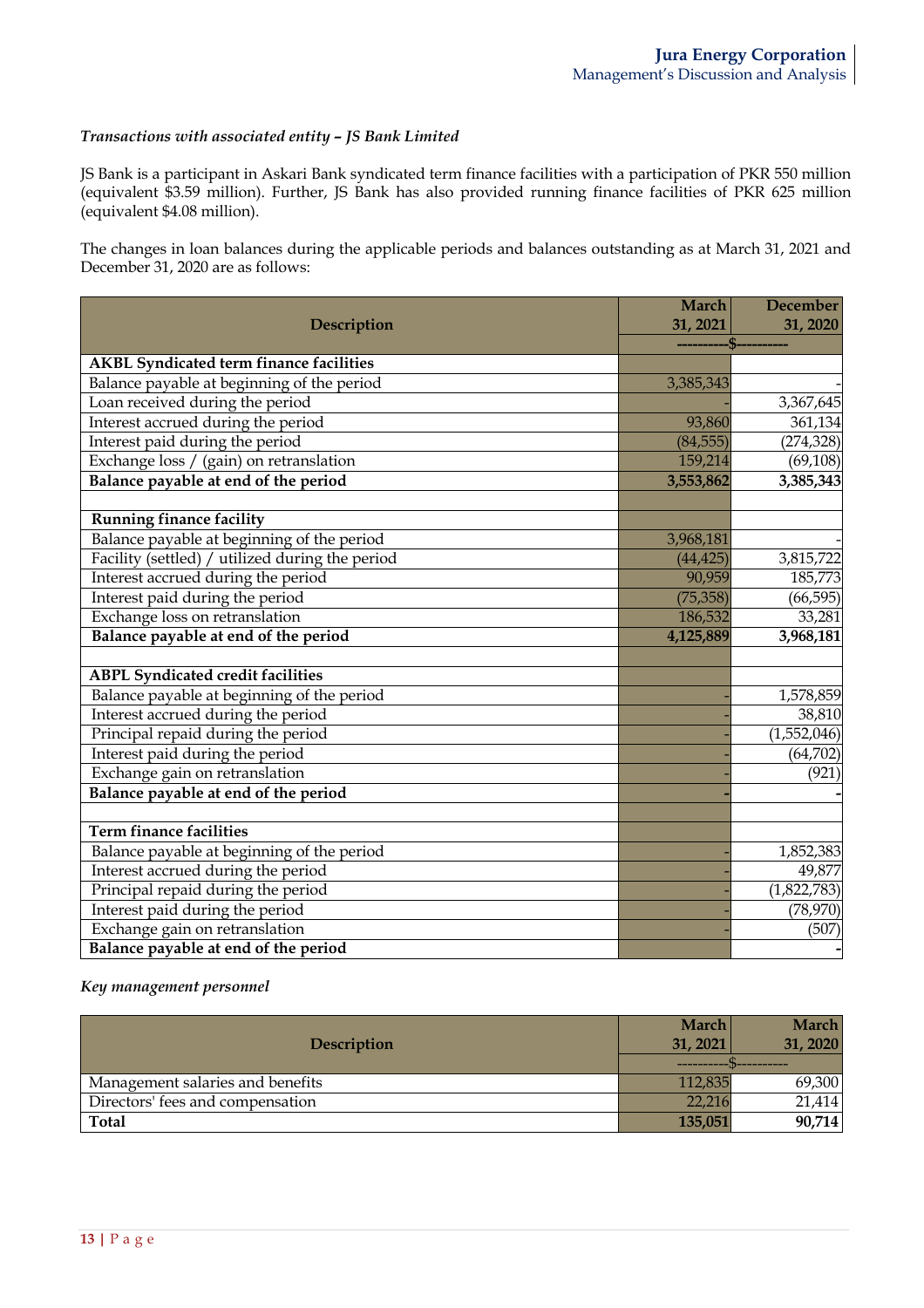*Transactions with associated entity – JS Bank Limited*

JS Bank is a participant in Askari Bank syndicated term finance facilities with a participation of PKR 550 million (equivalent $3.59 million). Further, JS Bank has also provided running finance facilities of PKR 625 million (equivalent $4.08 million).

The changes in loan balances during the applicable periods and balances outstanding as at March 31, 2021 and December 31, 2020 are as follows:

| Description | March 31, 2021 | December 31, 2020 |
|---|---|---|
| | ---------$--------- | |
| **AKBL Syndicated term finance facilities** | | |
| Balance payable at beginning of the period | 3,385,343 | - |
| Loan received during the period | - | 3,367,645 |
| Interest accrued during the period | 93,860 | 361,134 |
| Interest paid during the period | (84,555) | (274,328) |
| Exchange loss / (gain) on retranslation | 159,214 | (69,108) |
| **Balance payable at end of the period** | **3,553,862** | **3,385,343** |
| | | |
| **Running finance facility** | | |
| Balance payable at beginning of the period | 3,968,181 | - |
| Facility (settled) / utilized during the period | (44,425) | 3,815,722 |
| Interest accrued during the period | 90,959 | 185,773 |
| Interest paid during the period | (75,358) | (66,595) |
| Exchange loss on retranslation | 186,532 | 33,281 |
| **Balance payable at end of the period** | **4,125,889** | **3,968,181** |
| | | |
| **ABPL Syndicated credit facilities** | | |
| Balance payable at beginning of the period | - | 1,578,859 |
| Interest accrued during the period | - | 38,810 |
| Principal repaid during the period | - | (1,552,046) |
| Interest paid during the period | - | (64,702) |
| Exchange gain on retranslation | - | (921) |
| **Balance payable at end of the period** | **-** | **-** |
| | | |
| **Term finance facilities** | | |
| Balance payable at beginning of the period | - | 1,852,383 |
| Interest accrued during the period | - | 49,877 |
| Principal repaid during the period | - | (1,822,783) |
| Interest paid during the period | - | (78,970) |
| Exchange gain on retranslation | - | (507) |
| **Balance payable at end of the period** | | **-** |

*Key management personnel*

| Description | March 31, 2021 | March 31, 2020 |
|---|---|---|
| | ---------$--------- | |
| Management salaries and benefits | 112,835 | 69,300 |
| Directors' fees and compensation | 22,216 | 21,414 |
| **Total** | **135,051** | **90,714** |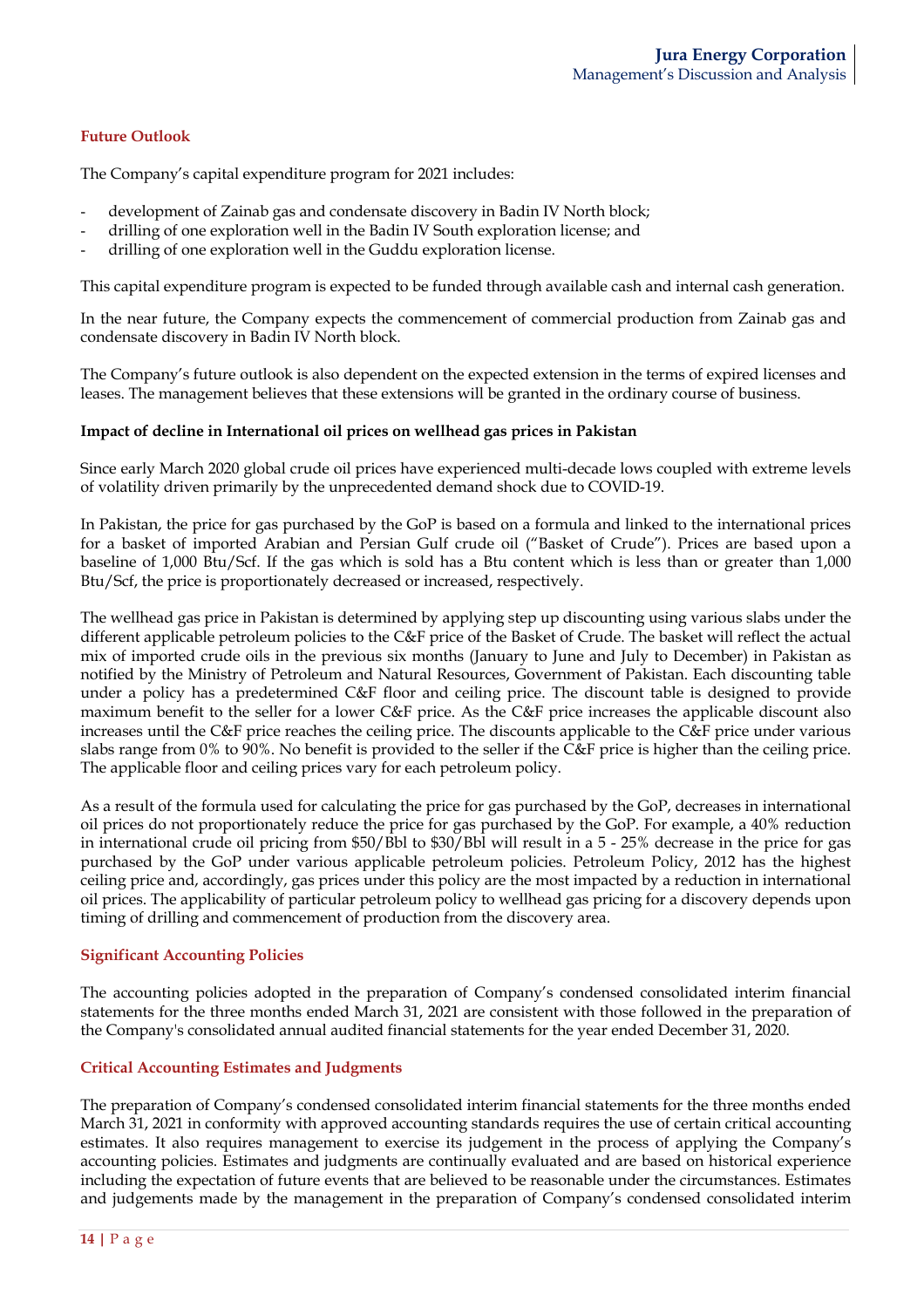## Future Outlook

The Company's capital expenditure program for 2021 includes:

- development of Zainab gas and condensate discovery in Badin IV North block;
- drilling of one exploration well in the Badin IV South exploration license; and
- drilling of one exploration well in the Guddu exploration license.

This capital expenditure program is expected to be funded through available cash and internal cash generation.

In the near future, the Company expects the commencement of commercial production from Zainab gas and condensate discovery in Badin IV North block.

The Company's future outlook is also dependent on the expected extension in the terms of expired licenses and leases. The management believes that these extensions will be granted in the ordinary course of business.

### Impact of decline in International oil prices on wellhead gas prices in Pakistan

Since early March 2020 global crude oil prices have experienced multi-decade lows coupled with extreme levels of volatility driven primarily by the unprecedented demand shock due to COVID-19.

In Pakistan, the price for gas purchased by the GoP is based on a formula and linked to the international prices for a basket of imported Arabian and Persian Gulf crude oil ("Basket of Crude"). Prices are based upon a baseline of 1,000 Btu/Scf. If the gas which is sold has a Btu content which is less than or greater than 1,000 Btu/Scf, the price is proportionately decreased or increased, respectively.

The wellhead gas price in Pakistan is determined by applying step up discounting using various slabs under the different applicable petroleum policies to the C&F price of the Basket of Crude. The basket will reflect the actual mix of imported crude oils in the previous six months (January to June and July to December) in Pakistan as notified by the Ministry of Petroleum and Natural Resources, Government of Pakistan. Each discounting table under a policy has a predetermined C&F floor and ceiling price. The discount table is designed to provide maximum benefit to the seller for a lower C&F price. As the C&F price increases the applicable discount also increases until the C&F price reaches the ceiling price. The discounts applicable to the C&F price under various slabs range from 0% to 90%. No benefit is provided to the seller if the C&F price is higher than the ceiling price. The applicable floor and ceiling prices vary for each petroleum policy.

As a result of the formula used for calculating the price for gas purchased by the GoP, decreases in international oil prices do not proportionately reduce the price for gas purchased by the GoP. For example, a 40% reduction in international crude oil pricing from $50/Bbl to $30/Bbl will result in a 5 - 25% decrease in the price for gas purchased by the GoP under various applicable petroleum policies. Petroleum Policy, 2012 has the highest ceiling price and, accordingly, gas prices under this policy are the most impacted by a reduction in international oil prices. The applicability of particular petroleum policy to wellhead gas pricing for a discovery depends upon timing of drilling and commencement of production from the discovery area.

## Significant Accounting Policies

The accounting policies adopted in the preparation of Company's condensed consolidated interim financial statements for the three months ended March 31, 2021 are consistent with those followed in the preparation of the Company's consolidated annual audited financial statements for the year ended December 31, 2020.

## Critical Accounting Estimates and Judgments

The preparation of Company's condensed consolidated interim financial statements for the three months ended March 31, 2021 in conformity with approved accounting standards requires the use of certain critical accounting estimates. It also requires management to exercise its judgement in the process of applying the Company's accounting policies. Estimates and judgments are continually evaluated and are based on historical experience including the expectation of future events that are believed to be reasonable under the circumstances. Estimates and judgements made by the management in the preparation of Company's condensed consolidated interim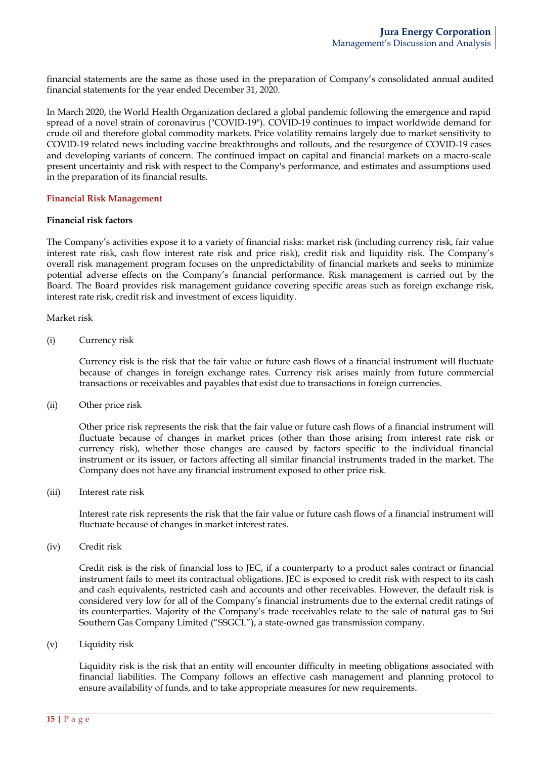financial statements are the same as those used in the preparation of Company's consolidated annual audited financial statements for the year ended December 31, 2020.

In March 2020, the World Health Organization declared a global pandemic following the emergence and rapid spread of a novel strain of coronavirus ("COVID-19"). COVID-19 continues to impact worldwide demand for crude oil and therefore global commodity markets. Price volatility remains largely due to market sensitivity to COVID-19 related news including vaccine breakthroughs and rollouts, and the resurgence of COVID-19 cases and developing variants of concern. The continued impact on capital and financial markets on a macro-scale present uncertainty and risk with respect to the Company's performance, and estimates and assumptions used in the preparation of its financial results.

## Financial Risk Management

### Financial risk factors

The Company's activities expose it to a variety of financial risks: market risk (including currency risk, fair value interest rate risk, cash flow interest rate risk and price risk), credit risk and liquidity risk. The Company's overall risk management program focuses on the unpredictability of financial markets and seeks to minimize potential adverse effects on the Company's financial performance. Risk management is carried out by the Board. The Board provides risk management guidance covering specific areas such as foreign exchange risk, interest rate risk, credit risk and investment of excess liquidity.

Market risk

(i) Currency risk

Currency risk is the risk that the fair value or future cash flows of a financial instrument will fluctuate because of changes in foreign exchange rates. Currency risk arises mainly from future commercial transactions or receivables and payables that exist due to transactions in foreign currencies.

(ii) Other price risk

Other price risk represents the risk that the fair value or future cash flows of a financial instrument will fluctuate because of changes in market prices (other than those arising from interest rate risk or currency risk), whether those changes are caused by factors specific to the individual financial instrument or its issuer, or factors affecting all similar financial instruments traded in the market. The Company does not have any financial instrument exposed to other price risk.

(iii) Interest rate risk

Interest rate risk represents the risk that the fair value or future cash flows of a financial instrument will fluctuate because of changes in market interest rates.

(iv) Credit risk

Credit risk is the risk of financial loss to JEC, if a counterparty to a product sales contract or financial instrument fails to meet its contractual obligations. JEC is exposed to credit risk with respect to its cash and cash equivalents, restricted cash and accounts and other receivables. However, the default risk is considered very low for all of the Company's financial instruments due to the external credit ratings of its counterparties. Majority of the Company's trade receivables relate to the sale of natural gas to Sui Southern Gas Company Limited ("SSGCL"), a state-owned gas transmission company.

(v) Liquidity risk

Liquidity risk is the risk that an entity will encounter difficulty in meeting obligations associated with financial liabilities. The Company follows an effective cash management and planning protocol to ensure availability of funds, and to take appropriate measures for new requirements.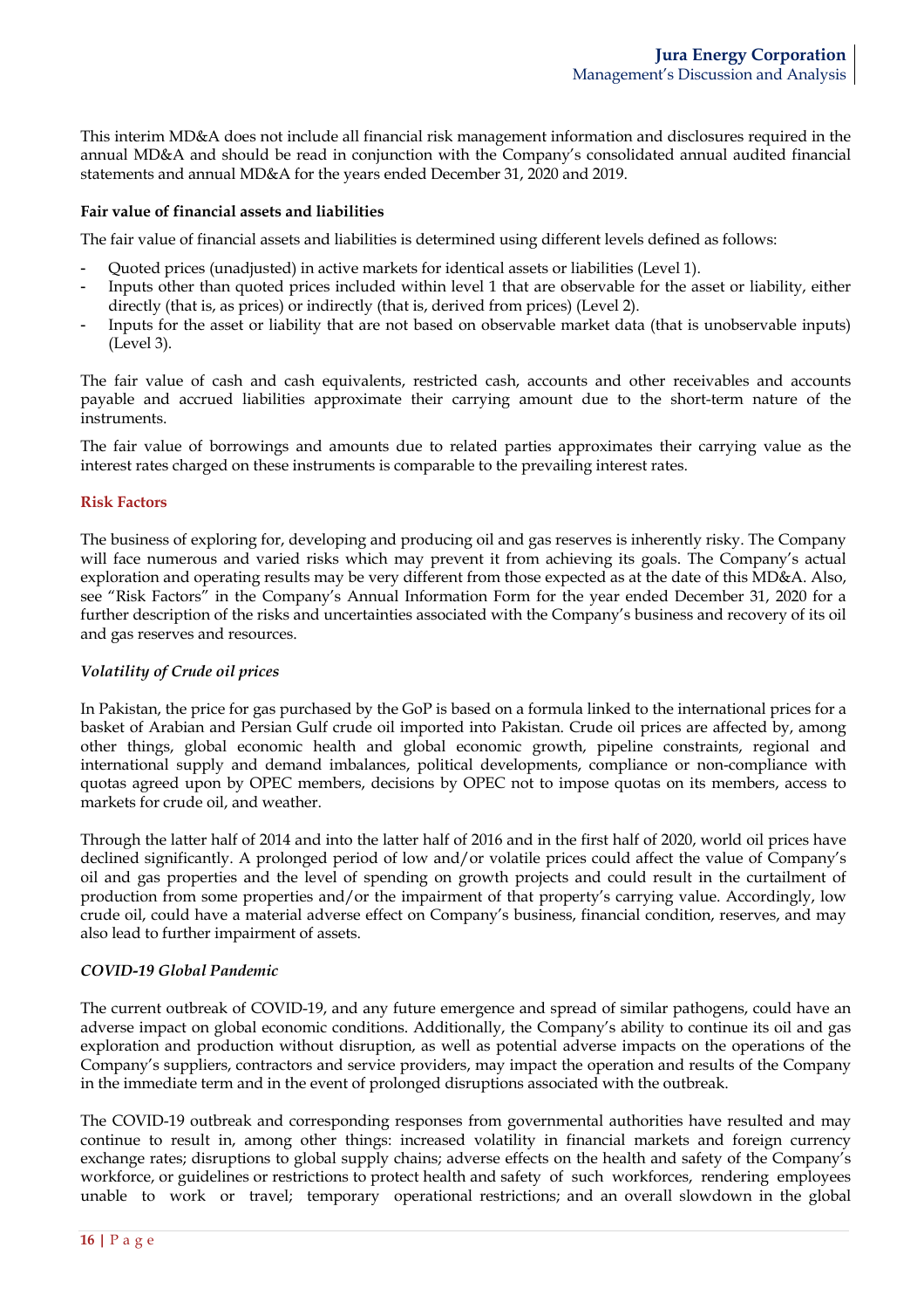This interim MD&A does not include all financial risk management information and disclosures required in the annual MD&A and should be read in conjunction with the Company's consolidated annual audited financial statements and annual MD&A for the years ended December 31, 2020 and 2019.

**Fair value of financial assets and liabilities**

The fair value of financial assets and liabilities is determined using different levels defined as follows:

- Quoted prices (unadjusted) in active markets for identical assets or liabilities (Level 1).
- Inputs other than quoted prices included within level 1 that are observable for the asset or liability, either directly (that is, as prices) or indirectly (that is, derived from prices) (Level 2).
- Inputs for the asset or liability that are not based on observable market data (that is unobservable inputs) (Level 3).

The fair value of cash and cash equivalents, restricted cash, accounts and other receivables and accounts payable and accrued liabilities approximate their carrying amount due to the short-term nature of the instruments.

The fair value of borrowings and amounts due to related parties approximates their carrying value as the interest rates charged on these instruments is comparable to the prevailing interest rates.

## Risk Factors

The business of exploring for, developing and producing oil and gas reserves is inherently risky. The Company will face numerous and varied risks which may prevent it from achieving its goals. The Company's actual exploration and operating results may be very different from those expected as at the date of this MD&A. Also, see "Risk Factors" in the Company's Annual Information Form for the year ended December 31, 2020 for a further description of the risks and uncertainties associated with the Company's business and recovery of its oil and gas reserves and resources.

### *Volatility of Crude oil prices*

In Pakistan, the price for gas purchased by the GoP is based on a formula linked to the international prices for a basket of Arabian and Persian Gulf crude oil imported into Pakistan. Crude oil prices are affected by, among other things, global economic health and global economic growth, pipeline constraints, regional and international supply and demand imbalances, political developments, compliance or non-compliance with quotas agreed upon by OPEC members, decisions by OPEC not to impose quotas on its members, access to markets for crude oil, and weather.

Through the latter half of 2014 and into the latter half of 2016 and in the first half of 2020, world oil prices have declined significantly. A prolonged period of low and/or volatile prices could affect the value of Company's oil and gas properties and the level of spending on growth projects and could result in the curtailment of production from some properties and/or the impairment of that property's carrying value. Accordingly, low crude oil, could have a material adverse effect on Company's business, financial condition, reserves, and may also lead to further impairment of assets.

### *COVID-19 Global Pandemic*

The current outbreak of COVID-19, and any future emergence and spread of similar pathogens, could have an adverse impact on global economic conditions. Additionally, the Company's ability to continue its oil and gas exploration and production without disruption, as well as potential adverse impacts on the operations of the Company's suppliers, contractors and service providers, may impact the operation and results of the Company in the immediate term and in the event of prolonged disruptions associated with the outbreak.

The COVID-19 outbreak and corresponding responses from governmental authorities have resulted and may continue to result in, among other things: increased volatility in financial markets and foreign currency exchange rates; disruptions to global supply chains; adverse effects on the health and safety of the Company's workforce, or guidelines or restrictions to protect health and safety of such workforces, rendering employees unable to work or travel; temporary operational restrictions; and an overall slowdown in the global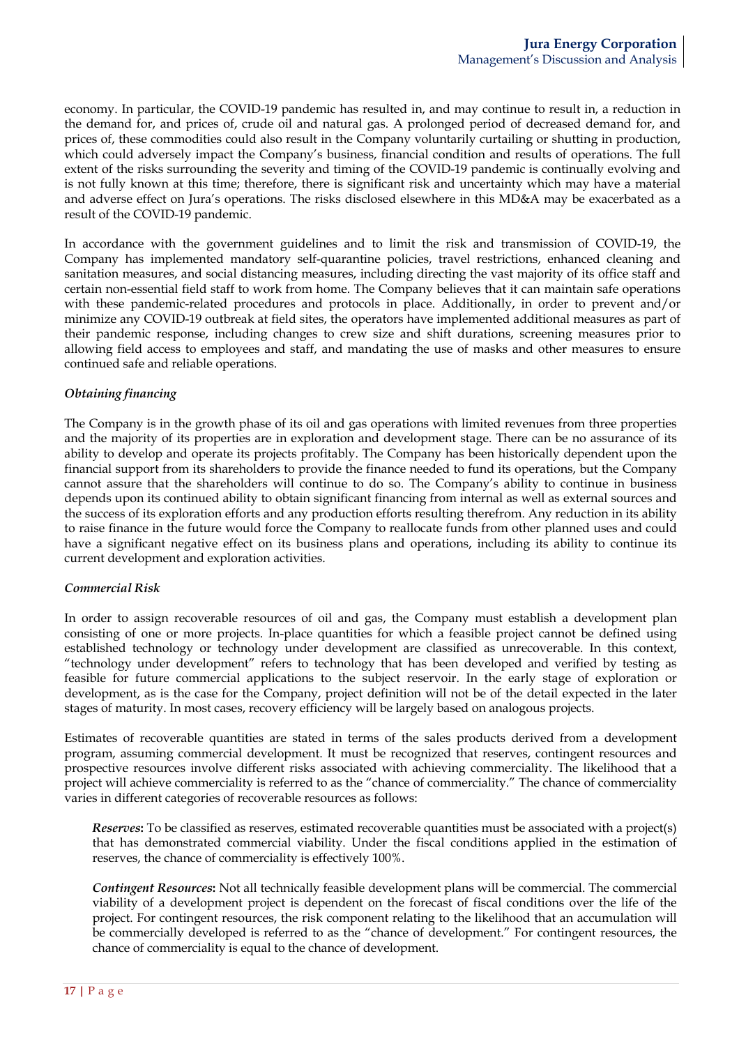economy. In particular, the COVID-19 pandemic has resulted in, and may continue to result in, a reduction in the demand for, and prices of, crude oil and natural gas. A prolonged period of decreased demand for, and prices of, these commodities could also result in the Company voluntarily curtailing or shutting in production, which could adversely impact the Company's business, financial condition and results of operations. The full extent of the risks surrounding the severity and timing of the COVID-19 pandemic is continually evolving and is not fully known at this time; therefore, there is significant risk and uncertainty which may have a material and adverse effect on Jura's operations. The risks disclosed elsewhere in this MD&A may be exacerbated as a result of the COVID-19 pandemic.

In accordance with the government guidelines and to limit the risk and transmission of COVID-19, the Company has implemented mandatory self-quarantine policies, travel restrictions, enhanced cleaning and sanitation measures, and social distancing measures, including directing the vast majority of its office staff and certain non-essential field staff to work from home. The Company believes that it can maintain safe operations with these pandemic-related procedures and protocols in place. Additionally, in order to prevent and/or minimize any COVID-19 outbreak at field sites, the operators have implemented additional measures as part of their pandemic response, including changes to crew size and shift durations, screening measures prior to allowing field access to employees and staff, and mandating the use of masks and other measures to ensure continued safe and reliable operations.

*Obtaining financing*

The Company is in the growth phase of its oil and gas operations with limited revenues from three properties and the majority of its properties are in exploration and development stage. There can be no assurance of its ability to develop and operate its projects profitably. The Company has been historically dependent upon the financial support from its shareholders to provide the finance needed to fund its operations, but the Company cannot assure that the shareholders will continue to do so. The Company's ability to continue in business depends upon its continued ability to obtain significant financing from internal as well as external sources and the success of its exploration efforts and any production efforts resulting therefrom. Any reduction in its ability to raise finance in the future would force the Company to reallocate funds from other planned uses and could have a significant negative effect on its business plans and operations, including its ability to continue its current development and exploration activities.

*Commercial Risk*

In order to assign recoverable resources of oil and gas, the Company must establish a development plan consisting of one or more projects. In-place quantities for which a feasible project cannot be defined using established technology or technology under development are classified as unrecoverable. In this context, "technology under development" refers to technology that has been developed and verified by testing as feasible for future commercial applications to the subject reservoir. In the early stage of exploration or development, as is the case for the Company, project definition will not be of the detail expected in the later stages of maturity. In most cases, recovery efficiency will be largely based on analogous projects.

Estimates of recoverable quantities are stated in terms of the sales products derived from a development program, assuming commercial development. It must be recognized that reserves, contingent resources and prospective resources involve different risks associated with achieving commerciality. The likelihood that a project will achieve commerciality is referred to as the "chance of commerciality." The chance of commerciality varies in different categories of recoverable resources as follows:

***Reserves*:** To be classified as reserves, estimated recoverable quantities must be associated with a project(s) that has demonstrated commercial viability. Under the fiscal conditions applied in the estimation of reserves, the chance of commerciality is effectively 100%.

***Contingent Resources*:** Not all technically feasible development plans will be commercial. The commercial viability of a development project is dependent on the forecast of fiscal conditions over the life of the project. For contingent resources, the risk component relating to the likelihood that an accumulation will be commercially developed is referred to as the "chance of development." For contingent resources, the chance of commerciality is equal to the chance of development.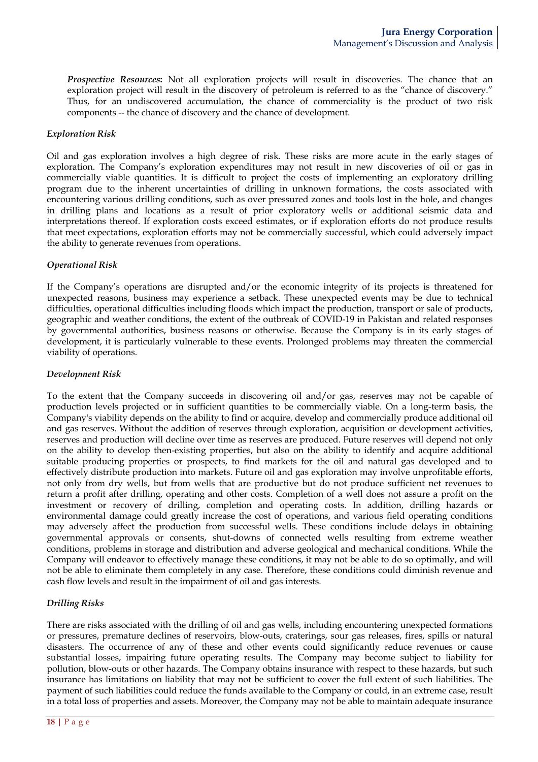***Prospective Resources*:** Not all exploration projects will result in discoveries. The chance that an exploration project will result in the discovery of petroleum is referred to as the "chance of discovery." Thus, for an undiscovered accumulation, the chance of commerciality is the product of two risk components -- the chance of discovery and the chance of development.

### *Exploration Risk*

Oil and gas exploration involves a high degree of risk. These risks are more acute in the early stages of exploration. The Company's exploration expenditures may not result in new discoveries of oil or gas in commercially viable quantities. It is difficult to project the costs of implementing an exploratory drilling program due to the inherent uncertainties of drilling in unknown formations, the costs associated with encountering various drilling conditions, such as over pressured zones and tools lost in the hole, and changes in drilling plans and locations as a result of prior exploratory wells or additional seismic data and interpretations thereof. If exploration costs exceed estimates, or if exploration efforts do not produce results that meet expectations, exploration efforts may not be commercially successful, which could adversely impact the ability to generate revenues from operations.

### *Operational Risk*

If the Company's operations are disrupted and/or the economic integrity of its projects is threatened for unexpected reasons, business may experience a setback. These unexpected events may be due to technical difficulties, operational difficulties including floods which impact the production, transport or sale of products, geographic and weather conditions, the extent of the outbreak of COVID-19 in Pakistan and related responses by governmental authorities, business reasons or otherwise. Because the Company is in its early stages of development, it is particularly vulnerable to these events. Prolonged problems may threaten the commercial viability of operations.

### *Development Risk*

To the extent that the Company succeeds in discovering oil and/or gas, reserves may not be capable of production levels projected or in sufficient quantities to be commercially viable. On a long-term basis, the Company's viability depends on the ability to find or acquire, develop and commercially produce additional oil and gas reserves. Without the addition of reserves through exploration, acquisition or development activities, reserves and production will decline over time as reserves are produced. Future reserves will depend not only on the ability to develop then-existing properties, but also on the ability to identify and acquire additional suitable producing properties or prospects, to find markets for the oil and natural gas developed and to effectively distribute production into markets. Future oil and gas exploration may involve unprofitable efforts, not only from dry wells, but from wells that are productive but do not produce sufficient net revenues to return a profit after drilling, operating and other costs. Completion of a well does not assure a profit on the investment or recovery of drilling, completion and operating costs. In addition, drilling hazards or environmental damage could greatly increase the cost of operations, and various field operating conditions may adversely affect the production from successful wells. These conditions include delays in obtaining governmental approvals or consents, shut-downs of connected wells resulting from extreme weather conditions, problems in storage and distribution and adverse geological and mechanical conditions. While the Company will endeavor to effectively manage these conditions, it may not be able to do so optimally, and will not be able to eliminate them completely in any case. Therefore, these conditions could diminish revenue and cash flow levels and result in the impairment of oil and gas interests.

### *Drilling Risks*

There are risks associated with the drilling of oil and gas wells, including encountering unexpected formations or pressures, premature declines of reservoirs, blow-outs, craterings, sour gas releases, fires, spills or natural disasters. The occurrence of any of these and other events could significantly reduce revenues or cause substantial losses, impairing future operating results. The Company may become subject to liability for pollution, blow-outs or other hazards. The Company obtains insurance with respect to these hazards, but such insurance has limitations on liability that may not be sufficient to cover the full extent of such liabilities. The payment of such liabilities could reduce the funds available to the Company or could, in an extreme case, result in a total loss of properties and assets. Moreover, the Company may not be able to maintain adequate insurance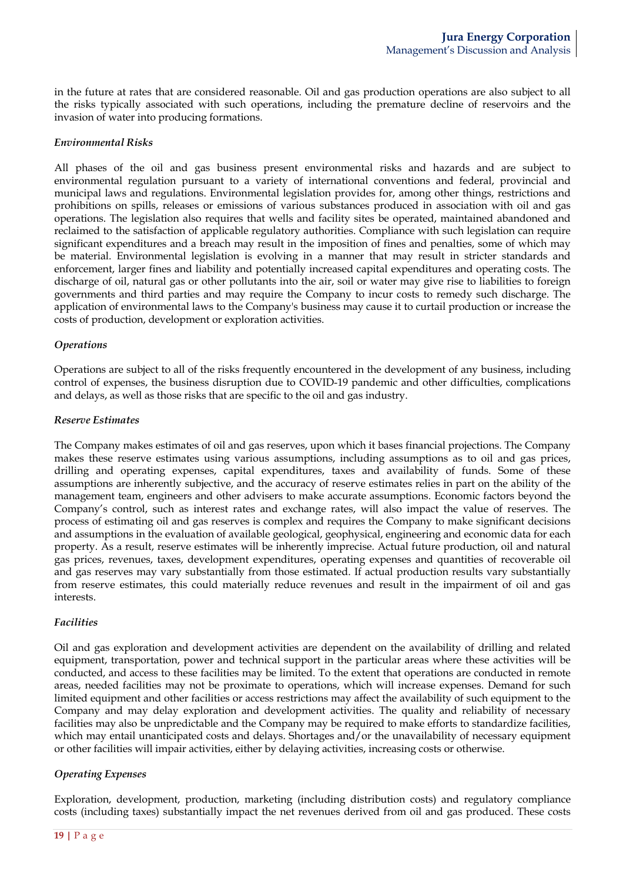in the future at rates that are considered reasonable. Oil and gas production operations are also subject to all the risks typically associated with such operations, including the premature decline of reservoirs and the invasion of water into producing formations.

*Environmental Risks*

All phases of the oil and gas business present environmental risks and hazards and are subject to environmental regulation pursuant to a variety of international conventions and federal, provincial and municipal laws and regulations. Environmental legislation provides for, among other things, restrictions and prohibitions on spills, releases or emissions of various substances produced in association with oil and gas operations. The legislation also requires that wells and facility sites be operated, maintained abandoned and reclaimed to the satisfaction of applicable regulatory authorities. Compliance with such legislation can require significant expenditures and a breach may result in the imposition of fines and penalties, some of which may be material. Environmental legislation is evolving in a manner that may result in stricter standards and enforcement, larger fines and liability and potentially increased capital expenditures and operating costs. The discharge of oil, natural gas or other pollutants into the air, soil or water may give rise to liabilities to foreign governments and third parties and may require the Company to incur costs to remedy such discharge. The application of environmental laws to the Company's business may cause it to curtail production or increase the costs of production, development or exploration activities.

*Operations*

Operations are subject to all of the risks frequently encountered in the development of any business, including control of expenses, the business disruption due to COVID-19 pandemic and other difficulties, complications and delays, as well as those risks that are specific to the oil and gas industry.

*Reserve Estimates*

The Company makes estimates of oil and gas reserves, upon which it bases financial projections. The Company makes these reserve estimates using various assumptions, including assumptions as to oil and gas prices, drilling and operating expenses, capital expenditures, taxes and availability of funds. Some of these assumptions are inherently subjective, and the accuracy of reserve estimates relies in part on the ability of the management team, engineers and other advisers to make accurate assumptions. Economic factors beyond the Company's control, such as interest rates and exchange rates, will also impact the value of reserves. The process of estimating oil and gas reserves is complex and requires the Company to make significant decisions and assumptions in the evaluation of available geological, geophysical, engineering and economic data for each property. As a result, reserve estimates will be inherently imprecise. Actual future production, oil and natural gas prices, revenues, taxes, development expenditures, operating expenses and quantities of recoverable oil and gas reserves may vary substantially from those estimated. If actual production results vary substantially from reserve estimates, this could materially reduce revenues and result in the impairment of oil and gas interests.

*Facilities*

Oil and gas exploration and development activities are dependent on the availability of drilling and related equipment, transportation, power and technical support in the particular areas where these activities will be conducted, and access to these facilities may be limited. To the extent that operations are conducted in remote areas, needed facilities may not be proximate to operations, which will increase expenses. Demand for such limited equipment and other facilities or access restrictions may affect the availability of such equipment to the Company and may delay exploration and development activities. The quality and reliability of necessary facilities may also be unpredictable and the Company may be required to make efforts to standardize facilities, which may entail unanticipated costs and delays. Shortages and/or the unavailability of necessary equipment or other facilities will impair activities, either by delaying activities, increasing costs or otherwise.

*Operating Expenses*

Exploration, development, production, marketing (including distribution costs) and regulatory compliance costs (including taxes) substantially impact the net revenues derived from oil and gas produced. These costs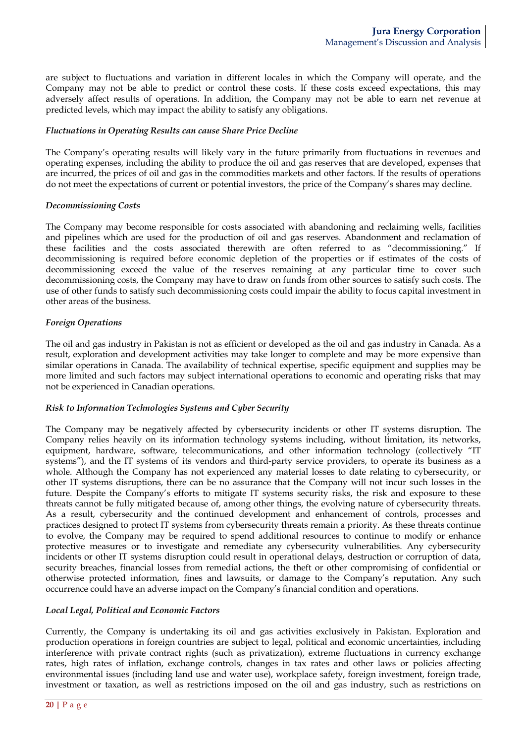are subject to fluctuations and variation in different locales in which the Company will operate, and the Company may not be able to predict or control these costs. If these costs exceed expectations, this may adversely affect results of operations. In addition, the Company may not be able to earn net revenue at predicted levels, which may impact the ability to satisfy any obligations.

### *Fluctuations in Operating Results can cause Share Price Decline*

The Company's operating results will likely vary in the future primarily from fluctuations in revenues and operating expenses, including the ability to produce the oil and gas reserves that are developed, expenses that are incurred, the prices of oil and gas in the commodities markets and other factors. If the results of operations do not meet the expectations of current or potential investors, the price of the Company's shares may decline.

### *Decommissioning Costs*

The Company may become responsible for costs associated with abandoning and reclaiming wells, facilities and pipelines which are used for the production of oil and gas reserves. Abandonment and reclamation of these facilities and the costs associated therewith are often referred to as "decommissioning." If decommissioning is required before economic depletion of the properties or if estimates of the costs of decommissioning exceed the value of the reserves remaining at any particular time to cover such decommissioning costs, the Company may have to draw on funds from other sources to satisfy such costs. The use of other funds to satisfy such decommissioning costs could impair the ability to focus capital investment in other areas of the business.

### *Foreign Operations*

The oil and gas industry in Pakistan is not as efficient or developed as the oil and gas industry in Canada. As a result, exploration and development activities may take longer to complete and may be more expensive than similar operations in Canada. The availability of technical expertise, specific equipment and supplies may be more limited and such factors may subject international operations to economic and operating risks that may not be experienced in Canadian operations.

### *Risk to Information Technologies Systems and Cyber Security*

The Company may be negatively affected by cybersecurity incidents or other IT systems disruption. The Company relies heavily on its information technology systems including, without limitation, its networks, equipment, hardware, software, telecommunications, and other information technology (collectively "IT systems"), and the IT systems of its vendors and third-party service providers, to operate its business as a whole. Although the Company has not experienced any material losses to date relating to cybersecurity, or other IT systems disruptions, there can be no assurance that the Company will not incur such losses in the future. Despite the Company's efforts to mitigate IT systems security risks, the risk and exposure to these threats cannot be fully mitigated because of, among other things, the evolving nature of cybersecurity threats. As a result, cybersecurity and the continued development and enhancement of controls, processes and practices designed to protect IT systems from cybersecurity threats remain a priority. As these threats continue to evolve, the Company may be required to spend additional resources to continue to modify or enhance protective measures or to investigate and remediate any cybersecurity vulnerabilities. Any cybersecurity incidents or other IT systems disruption could result in operational delays, destruction or corruption of data, security breaches, financial losses from remedial actions, the theft or other compromising of confidential or otherwise protected information, fines and lawsuits, or damage to the Company's reputation. Any such occurrence could have an adverse impact on the Company's financial condition and operations.

### *Local Legal, Political and Economic Factors*

Currently, the Company is undertaking its oil and gas activities exclusively in Pakistan. Exploration and production operations in foreign countries are subject to legal, political and economic uncertainties, including interference with private contract rights (such as privatization), extreme fluctuations in currency exchange rates, high rates of inflation, exchange controls, changes in tax rates and other laws or policies affecting environmental issues (including land use and water use), workplace safety, foreign investment, foreign trade, investment or taxation, as well as restrictions imposed on the oil and gas industry, such as restrictions on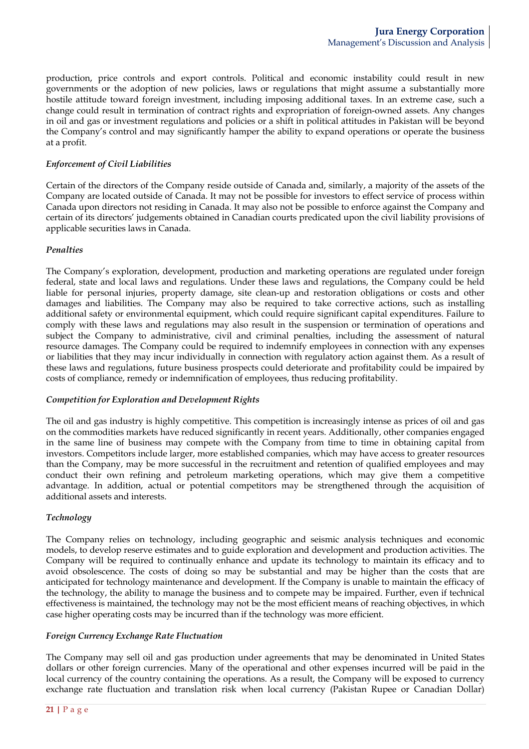production, price controls and export controls. Political and economic instability could result in new governments or the adoption of new policies, laws or regulations that might assume a substantially more hostile attitude toward foreign investment, including imposing additional taxes. In an extreme case, such a change could result in termination of contract rights and expropriation of foreign-owned assets. Any changes in oil and gas or investment regulations and policies or a shift in political attitudes in Pakistan will be beyond the Company's control and may significantly hamper the ability to expand operations or operate the business at a profit.

*Enforcement of Civil Liabilities*

Certain of the directors of the Company reside outside of Canada and, similarly, a majority of the assets of the Company are located outside of Canada. It may not be possible for investors to effect service of process within Canada upon directors not residing in Canada. It may also not be possible to enforce against the Company and certain of its directors' judgements obtained in Canadian courts predicated upon the civil liability provisions of applicable securities laws in Canada.

*Penalties*

The Company's exploration, development, production and marketing operations are regulated under foreign federal, state and local laws and regulations. Under these laws and regulations, the Company could be held liable for personal injuries, property damage, site clean-up and restoration obligations or costs and other damages and liabilities. The Company may also be required to take corrective actions, such as installing additional safety or environmental equipment, which could require significant capital expenditures. Failure to comply with these laws and regulations may also result in the suspension or termination of operations and subject the Company to administrative, civil and criminal penalties, including the assessment of natural resource damages. The Company could be required to indemnify employees in connection with any expenses or liabilities that they may incur individually in connection with regulatory action against them. As a result of these laws and regulations, future business prospects could deteriorate and profitability could be impaired by costs of compliance, remedy or indemnification of employees, thus reducing profitability.

*Competition for Exploration and Development Rights*

The oil and gas industry is highly competitive. This competition is increasingly intense as prices of oil and gas on the commodities markets have reduced significantly in recent years. Additionally, other companies engaged in the same line of business may compete with the Company from time to time in obtaining capital from investors. Competitors include larger, more established companies, which may have access to greater resources than the Company, may be more successful in the recruitment and retention of qualified employees and may conduct their own refining and petroleum marketing operations, which may give them a competitive advantage. In addition, actual or potential competitors may be strengthened through the acquisition of additional assets and interests.

*Technology*

The Company relies on technology, including geographic and seismic analysis techniques and economic models, to develop reserve estimates and to guide exploration and development and production activities. The Company will be required to continually enhance and update its technology to maintain its efficacy and to avoid obsolescence. The costs of doing so may be substantial and may be higher than the costs that are anticipated for technology maintenance and development. If the Company is unable to maintain the efficacy of the technology, the ability to manage the business and to compete may be impaired. Further, even if technical effectiveness is maintained, the technology may not be the most efficient means of reaching objectives, in which case higher operating costs may be incurred than if the technology was more efficient.

*Foreign Currency Exchange Rate Fluctuation*

The Company may sell oil and gas production under agreements that may be denominated in United States dollars or other foreign currencies. Many of the operational and other expenses incurred will be paid in the local currency of the country containing the operations. As a result, the Company will be exposed to currency exchange rate fluctuation and translation risk when local currency (Pakistan Rupee or Canadian Dollar)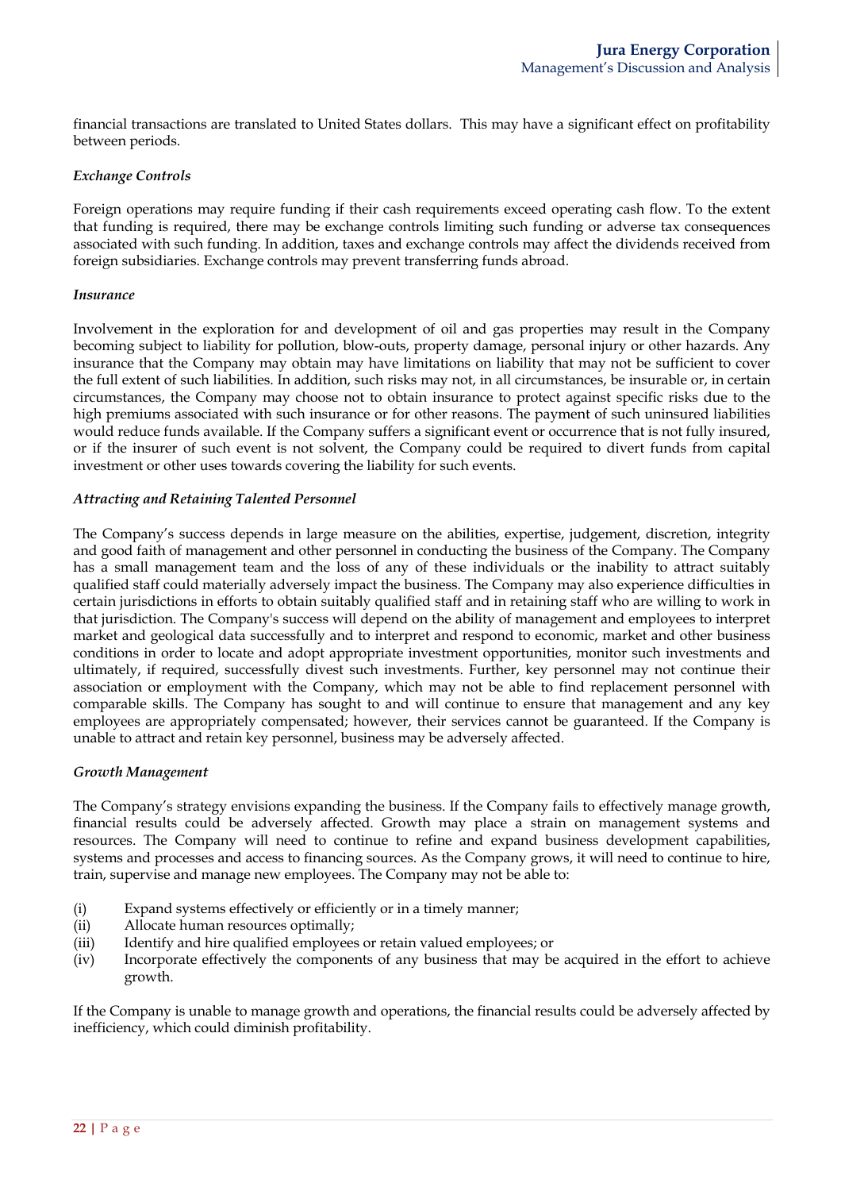financial transactions are translated to United States dollars. This may have a significant effect on profitability between periods.

***Exchange Controls***

Foreign operations may require funding if their cash requirements exceed operating cash flow. To the extent that funding is required, there may be exchange controls limiting such funding or adverse tax consequences associated with such funding. In addition, taxes and exchange controls may affect the dividends received from foreign subsidiaries. Exchange controls may prevent transferring funds abroad.

***Insurance***

Involvement in the exploration for and development of oil and gas properties may result in the Company becoming subject to liability for pollution, blow-outs, property damage, personal injury or other hazards. Any insurance that the Company may obtain may have limitations on liability that may not be sufficient to cover the full extent of such liabilities. In addition, such risks may not, in all circumstances, be insurable or, in certain circumstances, the Company may choose not to obtain insurance to protect against specific risks due to the high premiums associated with such insurance or for other reasons. The payment of such uninsured liabilities would reduce funds available. If the Company suffers a significant event or occurrence that is not fully insured, or if the insurer of such event is not solvent, the Company could be required to divert funds from capital investment or other uses towards covering the liability for such events.

***Attracting and Retaining Talented Personnel***

The Company's success depends in large measure on the abilities, expertise, judgement, discretion, integrity and good faith of management and other personnel in conducting the business of the Company. The Company has a small management team and the loss of any of these individuals or the inability to attract suitably qualified staff could materially adversely impact the business. The Company may also experience difficulties in certain jurisdictions in efforts to obtain suitably qualified staff and in retaining staff who are willing to work in that jurisdiction. The Company's success will depend on the ability of management and employees to interpret market and geological data successfully and to interpret and respond to economic, market and other business conditions in order to locate and adopt appropriate investment opportunities, monitor such investments and ultimately, if required, successfully divest such investments. Further, key personnel may not continue their association or employment with the Company, which may not be able to find replacement personnel with comparable skills. The Company has sought to and will continue to ensure that management and any key employees are appropriately compensated; however, their services cannot be guaranteed. If the Company is unable to attract and retain key personnel, business may be adversely affected.

***Growth Management***

The Company's strategy envisions expanding the business. If the Company fails to effectively manage growth, financial results could be adversely affected. Growth may place a strain on management systems and resources. The Company will need to continue to refine and expand business development capabilities, systems and processes and access to financing sources. As the Company grows, it will need to continue to hire, train, supervise and manage new employees. The Company may not be able to:

(i) Expand systems effectively or efficiently or in a timely manner;
(ii) Allocate human resources optimally;
(iii) Identify and hire qualified employees or retain valued employees; or
(iv) Incorporate effectively the components of any business that may be acquired in the effort to achieve growth.

If the Company is unable to manage growth and operations, the financial results could be adversely affected by inefficiency, which could diminish profitability.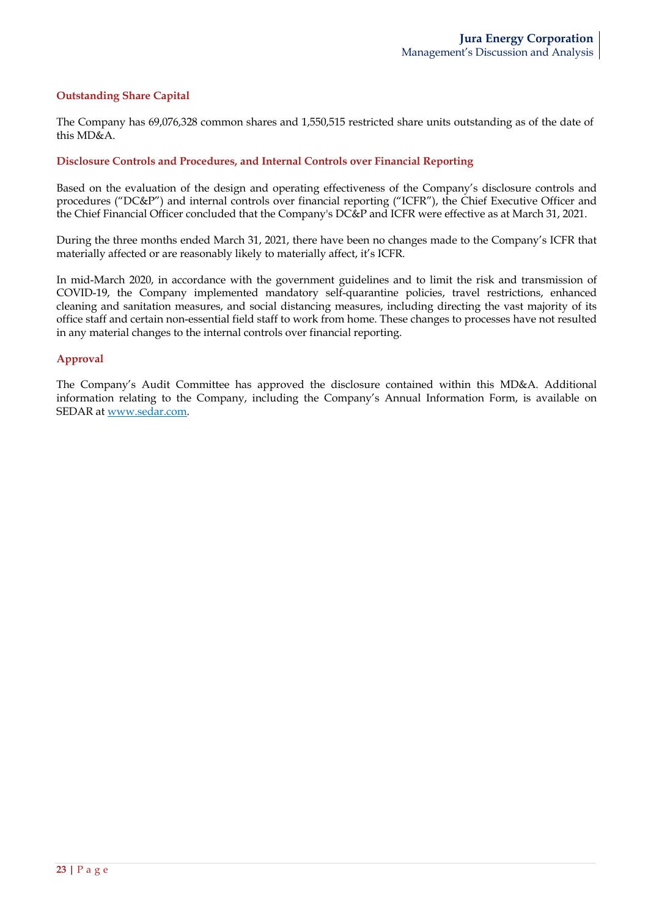## Outstanding Share Capital

The Company has 69,076,328 common shares and 1,550,515 restricted share units outstanding as of the date of this MD&A.

## Disclosure Controls and Procedures, and Internal Controls over Financial Reporting

Based on the evaluation of the design and operating effectiveness of the Company's disclosure controls and procedures ("DC&P") and internal controls over financial reporting ("ICFR"), the Chief Executive Officer and the Chief Financial Officer concluded that the Company's DC&P and ICFR were effective as at March 31, 2021.

During the three months ended March 31, 2021, there have been no changes made to the Company's ICFR that materially affected or are reasonably likely to materially affect, it's ICFR.

In mid-March 2020, in accordance with the government guidelines and to limit the risk and transmission of COVID-19, the Company implemented mandatory self-quarantine policies, travel restrictions, enhanced cleaning and sanitation measures, and social distancing measures, including directing the vast majority of its office staff and certain non-essential field staff to work from home. These changes to processes have not resulted in any material changes to the internal controls over financial reporting.

## Approval

The Company's Audit Committee has approved the disclosure contained within this MD&A. Additional information relating to the Company, including the Company's Annual Information Form, is available on SEDAR at www.sedar.com.